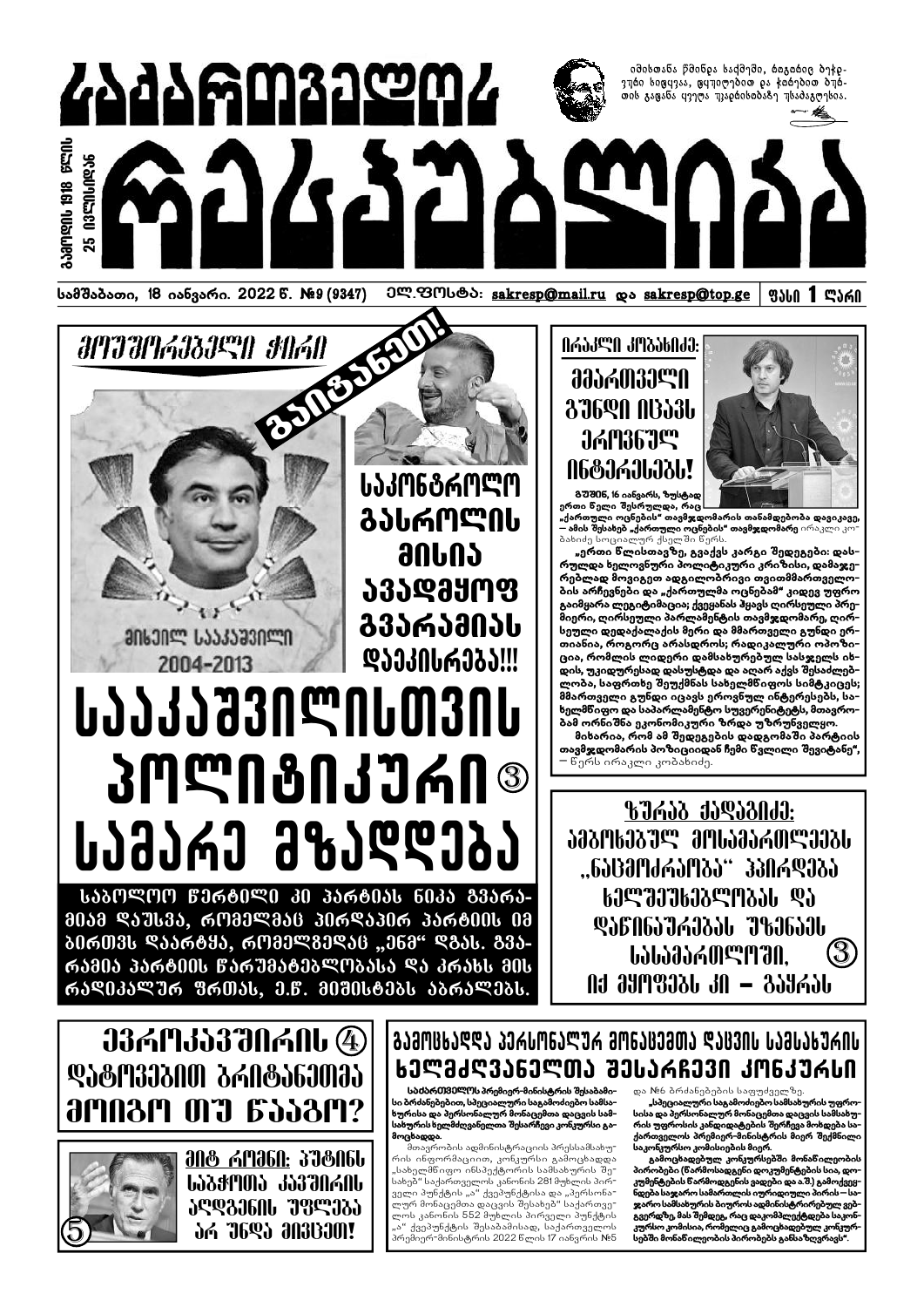# საქართველოს რესპუბლიკა

გამოდის 1918 წლის 25 ივლისიდან

იმისთანა წმინდა საქმეში, როგორიც ხალხის სიცოცხლეა, ფიცილებით და ჭორებით ბრძოლა ცუდი სამსახურია.

სამშაბათი, 18 იანვარი. 2022 წ. №9 (9347) ელ.ფოსტა: sakresp@mail.ru და sakresp@top.ge | ფასი 1 ლარი

## მოუშორებელი ჭირი

გაიცანით!

მიხეილ სააკაშვილი 2004-2013

საკონტროლო გასროლის მისია ავადმყოფ გვარამიას დაეკისრება!!!

# სააკაშვილისთვის პოლიტიკური სამარე მზადდება ③

საბოლოო წერტილი კი პარტიას ნიკა გვარამიამ დაუსვა, რომელმაც პირდაპირ პარტიის იმ ბირთვს დაარტყა, რომელზედაც „ენმ“ დგას. გვარამია პარტიის წარუმატებლობასა და კრახს მის რადიკალურ ფრთას, ე.წ. მიშისტებს აბრალებს.

## ირაკლი კობახიძე: მმართველი გუნდი იცავს ეროვნულ ინტერესებს!

**გუშინ, 16 იანვარს, ზუსტად ერთი წელი შესრულდა, რაც „ქართული ოცნების“ თავმჯდომარის თანამდებობა დავიკავე, — ამის შესახებ „ქართული ოცნების“ თავმჯდომარე** ირაკლი კობახიძე სოციალურ ქსელში წერს.

**„ერთი წლისთავზე, გვაქვს კარგი შედეგები: დასრულდა ხელოვნური პოლიტიკური კრიზისი, დამაჯერებლად მოვიგეთ ადგილობრივი თვითმმართველობის არჩევნები და „ქართულმა ოცნებამ“ კიდევ უფრო გაიმყარა ლეგიტიმაცია; ქვეყანას ჰყავს ღირსეული პრემიერი, ღირსეული პარლამენტის თავმჯდომარე, ღირსეული დედაქალაქის მერი და მმართველი გუნდი ერთიანია, როგორც არასდროს; რადიკალური ოპოზიცია, რომლის ლიდერი დამსხვრებულ სასჯელს იხდის, უკიდურესად დასუსტდა და აღარ აქვს შესაძლებლობა, საფრთხე შეუქმნას სახელმწიფოს სიმტკიცეს; მმართველი გუნდი იცავს ეროვნულ ინტერესებს, სახელმწიფო და საპარლამენტო სუვერენიტეტს, მთავრობამ ორნიშნა ეკონომიკური ზრდა უზრუნველყო.**

**მახარია, რომ ამ შედეგების დადგომაში პარტიის თავმჯდომარის პოზიციიდან ჩემი წვლილი შევიტანე“,** — წერს ირაკლი კობახიძე.

## ზურაბ ქადაგიძე: ამბოხებულ მოსამართლეებს „ნაცმოძრაობა“ პირდება ხელშეუხებლობას და დაწინაურებას უზენაეს სასამართლოში, იქ მყოფებს კი — გაყრას ③

## ევროკავშირის ④ დატოვებით ბრიტანეთმა მოიგო თუ წააგო?

## მიტ რომნი: პუტინს საბჭოთა კავშირის აღდგენის უფლება არ უნდა მივცეთ! ⑤

## გამოცხადდა პერსონალურ მონაცემთა დაცვის სამსახურის ხელმძღვანელთა შესარჩევი კონკურსი

**საქართველოს პრემიერ-მინისტრის შესაბამისი ბრძანებებით, სპეციალური სახელმწიფო სამსახურისა და პერსონალურ მონაცემთა დაცვის სამსახურის ხელმძღვანელთა შესარჩევი კონკურსი გამოცხადდა.**

მთავრობის ადმინისტრაციის პრესსამსახურის ინფორმაციით, კონკურსი გამოცხადდა „სახელმწიფო ინსპექტორის სამსახურის შესახებ“ საქართველოს კანონის 281 მუხლის პირველი პუნქტის „ა“ ქვეპუნქტისა და „პერსონალურ მონაცემთა დაცვის შესახებ“ საქართველოს კანონის 552 მუხლის პირველი პუნქტის „ა“ ქვეპუნქტის შესაბამისად, საქართველოს პრემიერ-მინისტრის 2022 წლის 17 იანვრის №5 და №6 ბრძანებების საფუძველზე.

**„სპეციალური სახელმწიფო სამსახურის უფროსისა და პერსონალურ მონაცემთა დაცვის სამსახურის უფროსის კანდიდატების შერჩევა ხორციელდება საქართველოს პრემიერ-მინისტრის მიერ შექმნილი საკონკურსო კომისიის მიერ.**

**გამოცხადებულ კონკურსებში მონაწილეობის პირობები (წარმოსადგენი დოკუმენტების სია, დოკუმენტების წარმოდგენის ვადები და ა.შ) გამოქვეყნდება საჯარო სამართლის იურიდიული პირის — საჯარო სამსახურის ბიუროს ადმინისტრირებულ ვებგვერდზე, მას შემდეგ, რაც დაკომპლექტდება საკონკურსო კომისია, რომელიც გამოცხადებულ კონკურსებში მონაწილეობის პირობებს განსაზღვრავს“.**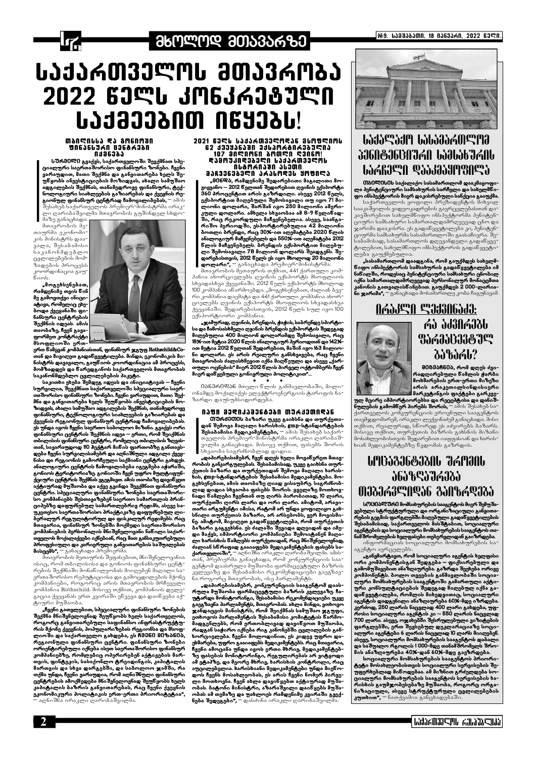# საქართველოს მთავრობა 2022 წელს კონკრეტული საქმეებით იწყებს!

### თბილისსა და გორიში ფინანსური ცენტრები იქმნება

**სურვილი** გვაქვს, საქართველოში შევქმნათ საერთაშორისო ფინანსური ზონები. ჩვენი ვარაუდით, მათი შექმნა და განვითარება ხელს შეუწყობს ინვესტიციების მოზიდვას, ახალი სამუშაო ადგილების შექმნას, თანამედროვე ფინანსური, ტექნოლოგიური სიახლეების განხორციელებას და ქვეყნის რეგიონულ ფინანსურ ცენტრად ჩამოყალიბებას, — ამის შესახებ საქართველოს პრემიერ-მინისტრმა ირაკლი ღარიბაშვილმა მთავრობის მორიგ სხდომაზე განაცხადა.

მთავრობის მეთაურმა ეკონომიკის მინისტრს დაავალა, შესაბამისი საკანონმდებლო ცვლილებების მომზადების პროცესის კოორდინაცია გაეწიოს.

„მოგეხსენებათ, რამდენიმე თვის წინ მე გამოვთქვი ინიციატივა, რომელიც ეხებოდა ქვეყანაში ფინანსური ცენტრების შექმნის იდეას. ამის თაობაზე, ჩვენ გავაფორმეთ კონტრაქტი მსოფლიოში ერთ-ერთ წამყვან კომპანიასთან, ფინანსურ ჯგუფ Rothschild&Coსთან და მივიღეთ გადაწყვეტილება. ჩინდა, ეკონომიკის მინისტრს დავავალე, გაუწიოს კოორდინაცია ამ პროცესს, მომზადდეს და წარედგინოს საქართველოს მთავრობას საკანონმდებლო ცვლილებების პაკეტი.

საკითხი ეხება შემდეგ იდეას და ინიციატივას — ჩვენი სურვილია, შევქმნათ საქართველოში სპეციალური საერთაშორისო ფინანსური ზონა. ჩვენი ვარაუდით, მათი შექმნა და განვითარება ხელს შეუწყობს ინვესტიციების მოზიდვას, ახალი სამუშაო ადგილების შექმნას, თანამედროვე ფინანსური, ტექნოლოგიური სიახლეების განხორციელებას და ქვეყნის რეგიონულ ფინანსურ ცენტრად ჩამოყალიბებას. ეს უნდა იყოს ჩვენი საერთო საბოლოო მიზანი. გვაქვს ორი ფინანსური ცენტრის შექმნის იდეა — ერთი, რომ შეიქმნას თბილისის ფინანსური ცენტრი, რომელიც თბილისის ზღვასთან, საგარაუდოდ 110 ჰექტარ მიწის ფართობზე განთავსდება ჩვენი სურვილისამებრ და აღნიშნული ადგილი ქვეყნისა და რეგიონის გამორჩეული საქმიანი ცენტრი გახდეს. ანალოგიური ცენტრის ჩამოყალიბება იგეგმება აგრეთვე, გორის ტერიტორიაზე. გორის მიზანი ჩვენ უფრო ტექნოლოგიური ცენტრის შექმნის ჯგუფები. ამის თაობაზე დიდი ყურადღება უნდა ჩვენი ხელისუფლება, და აქედან ჩვენი ჭკვიანი ფინანსური ცენტრი. სპეციალური ფინანსური ზონის საერთაშორისო კომპანიების შესთავაზებს საერთო სამართლის პრინციპებზე დაფუძნებულ სამართლებრივ რეჟიმს, ასევე საუკეთესო საერთაშორისო პრაქტიკაზე დაფუძნებულ ლიბერალურ რეგულატორულ და ფისკალურ რეჟიმს. რაც შეეხება, ფინანსურ ზონებში მოქმედი საერთაშორისო კომპანიების პერსონალის მნიშვნელოვანი ნაწილი საქართველოს მოქალაქეები იქნებიან, რაც მათ განსაკუთრებული პროფესიული და კარიერული განვითარების საშუალებას მისცემს", — განაცხადა პრემიერმა.

მთავრობის მეთაურის შეფასებით, მნიშვნელოვანია ისიც, რომ თბილისისა და გორის ფინანსური ცენტრების შექმნაში მონაწილეობას მიიღებენ მაღალი საერთაშორისო რეპუტაციისა და გამოცდილების მქონე კომპანიები, როგორიც არის მთავრობის მრჩეველი კომპანია Rothschild. მისივე თქმით, კომპანიის დელეგაცია ქვეყანას ერთ კვირაში ეწვევა და დაიწყება აქტიური მუშაობა.

„ჩვენი გათვლებით, სპეციალური ფინანსური ზონების შექმნა მნიშვნელოვნად შეუწყობს ხელს საქართველოს, როგორც განვითარებული სამეწარმეო ინფრასტრუქტურის მქონე ქვეყნის, პოპულარიზაციას რეგიონსა და მსოფლიოში და საქართველო გახდება, ეს **ᲩᲕᲔᲜᲘ ᲛᲘᲖᲐᲜᲘᲐ**, რეგიონული ფინანსური ცენტრი. ფინანსური ზონების ორიენტირებული იქნება ისეთ საერთაშორისო ფინანსურ კომპანიებზე, რომლებიც ოპერირებენ აქტივების მართვის, ფინტექის, სასაქონლო ტრეიდინგის, კაპიტალის მართვის და სხვა დარგებში, და საბოლოო ჯამში, რა თქმა უნდა, ჩვენი ვარაუდით, რომ აღნიშნული ფინანსური ცენტრები ამოქმედდება მნიშვნელოვნად შეუწყობს ხელს კაპიტალის ბაზრის განვითარებას, რაც ჩვენი ქვეყნის ეკონომიკური პოლიტიკის ერთ-ერთი პრიორიტეტია", — აღნიშნა ირაკლი ღარიბაშვილმა.

### 2021 წელს საქართველოდან მსოფლიოს 62 ქვეყანაში ექსპორტირებულია 107 მილიონი ბოთლი ღვინო! დამოუკიდებელი საქართველოს ისტორიაში ასეთი მაჩვენებელი არასოდეს ყოფილა

„**ᲛᲘᲜᲓᲐ**, რამდენიმე შედარებითი მაგალითი მოვიყვანო — 2012 წელთან შედარებით ღვინის ექსპორტი 360 პროცენტით არის გაზრდილი. ასევე 2012 წელს, ექსპორტით მიღებული შემოსავალი იყო 71 მილიონი დოლარი, შარშან იყო 250 მილიონი ამერიკული დოლარი. ამხელა სხვაობაა ამ 8-9 წელიწადში, რაც რეკორდული მაჩვენებელია. ასევე, სასტუმროში შეროდნები. ექსპორტირებულია 42 მილიონი ბოთლი ბრენდი, რაც 30%-ით აღემატება 2020 წლის ანალოგიურ მაჩვენებელს და 550%-ით აღემატება 2012 წლის მაჩვენებელს. ბრენდის ექსპორტით მიღებული შემოსავალი 76 მილიონ დოლარს შეადგენს. შედარებისთვის, 2012 წელს ეს იყო მხოლოდ 20 მილიონი დოლარი", — განაცხადა პრემიერ-მინისტრმა.

მთავრობის მეთაურის თქმით, 441 ქართული კომპანია ახორციელებს ღვინის ექსპორტს მსოფლიოს სხვადასხვა ქვეყანაში. 2012 წელს ექსპორტს მხოლოდ 100 კომპანია ანარმოებდა. „მოგეხსენებათ, ძალიან ბევრი კომპანია დაემატა და 441 ქართული კომპანია ახორციელებს ღვინის ექსპორტს მსოფლიოს სხვადასხვა ქვეყანაში. შედარებისთვის, 2012 წელს სულ იყო 100 ექსპორტიორი კომპანია.

„ჯამურად, ღვინის, ბრენდის, ჭაჭის, საბრენდე სპირტისა და ჩამოსასხმელი ღვინის ბრენდის ექსპორტის შედეგად მიღებულია 400 მილიონ დოლარამდე შემოსავალი, რაც 18%-ით მეტია 2020 წლის ანალოგიურ პერიოდთან და 142%-ით მეტია 2012 წელთან შედარებით, მაშინ იყო 163 მილიონი დოლარი. ეს არის რეალური განსხვავება, რაც ჩვენი მთავრობის ძალისხმევით იქნა მიღწეული და ასევე „ქართული ოცნების" მიერ 2012 წლის პირველ ოქტომბერს ჩვენ მიერ დაწყებული გარდაქმნის პოლიტიკით"...

\* \* \*

**ᲘᲜᲡᲢᲠᲘᲥᲓᲐ** მთელი წლის განმავლობაში, მილიონამდე მოქალაქეს ელექტროენერგიის ტარიფის ნაზარდი დაუსუბსიდირდება.

### იაფი მედიკამენტები თურქეთიდან

**ᲗᲣᲠᲥᲔᲗᲘᲡ** ბაზარი უკვე გაიხსნა და თურქეთიდან შემოვა მაღალი ხარისხის, ჯეიჯი-სტანდარტების შესაბამისი მედიკამენტები, — ამის შესახებ საქართველოს პრემიერ-მინისტრმა ირაკლი ღარიბაშვილმა განაცხადა. მისივე თქმით, ფასები შორის სხვაობა საგრძნობლად დიდია.

„დაპირებისამებრ, ჩვენ დღეს ხელი მოვაწერეთ მთავრობის განკარგულებას. შესაბამისად, უკვე გაიხსნა თურქეთის ბაზარი და თურქეთიდან შემოვა მაღალი ხარისხის, ჯეიჯი-სტანდარტების შესაბამისი მედიკამენტები. მოგეხსენებათ, ამის თაობაზე ლაპარაკი გვქონდა და ძალიან დიდია სხვაობა ფასების შორის. ყველაზე მოთხოვნადი წამლები ჩვენთან თუ ღირს პირობითად, 10 ლარი, თურქეთში ღირს ლარი და ორი ლარი. ამიტომ, არავითარი არგუმენტი იმისა, რატომ არ უნდა ყოფილიყო გახსნილი თურქეთის ბაზარი, არ არსებობს. ეს ძალიან სერიოზული გადაწყვეტილებაა, რომ თურქეთის ბაზარი გაგვეხსნა. ეს ძალაში შედიდა დღეიდან და იმედი მაქვს, იმპორტიორი კომპანიები შემოიტანენ მაღალი ხარისხის წამლებს თურქეთიდან, რაც მნიშვნელოვნად, ძალიან სწრაფად გაიაფებს მედიკამენტების ფასებს საქართველოში", — აღნიშნა ირაკლი ღარიბაშვილმა. ამასთან, პრემიერმა განაცხადა, რომ კონკურენციის სააგენტომ დაასრულა მუშაობა ფარმაცევტული ბაზრის კვლევაზე და შესაბამისი რეკომენდაციები გაეგზავნა როგორც მთავრობას, ისე პარლამენტს.

„დაპირებისამებრ, კონკურენციის სააგენტომ დაასრულა მუშაობა ფარმაცევტული ბაზრის კვლევაზე. ჩატარებულია მონიტორინგი, შესაბამისი რეკომენდაციები უკვე გაეგზავნა პარლამენტს, მთავრობას. ახლა მინდა, ვთხოვო ჯანდაცვის მინისტრს, რომ შეიქმნას სამუშაო ჯგუფი, ვთხოვოთ პარლამენტის შესაბამისი კომიტეტის წარმომადგენლებს, რომ ერთობლივად დავიწყოთ მუშაობა, რადგან საჭირო იქნება რიგ კანონებში ცვლილების განხორციელება. ჩვენი მოლოდინი, ეს კიდევ უფრო დაეხმარება, უფრო გააიაფებს მედიკამენტებს. რაც მთავარია, ჩვენი ამოცანა უნდა იყოს ერთი მხრივ, მედიკამენტებზე ფასების მონიტორინგი, რეგულირების არ ვიტყოდი ამ ეტაპზე, და მეორე მხრივ, ხარისხის კონტროლი, რაც აუცილებელია. ხარისხიანი მედიკამენტები უნდა მიეწოდოს ჩვენს მოსახლეობას, ეს არის ჩვენი ნომერ პირველი მოთხოვნა. ჩვენ ახლა დავიწყებთ აქტიურად მუშაობას. ბატონი მინისტრი, აზარაშვილი დაიწყებს მუშაობას ამ თემაზე და უახლოეს რამდენიმე კვირაში გვექნება შედეგები", — დასძინა ირაკლი ღარიბაშვილმა.

## საქალაქო სასამართლოს პენიტენციური სამსახურის სარჩელი დააკმაყოფილა

**ᲗᲑᲘᲚᲘᲡᲘᲡ** საქალაქო სასამართლომ დააკმაყოფილა პენიტენციური სამსახურის სარჩელი და სახელმწიფო ინსპექტორის მიერ დაკისრებული სანქცია გააუქმა.

საქართველოს ყოფილი პრეზიდენტის მიხეილ სააკაშვილის ვიდეოკადრების გავრცელებასთან დაკავშირებით სახელმწიფო ინსპექტორმა პენიტენციური სამსახური სამართალდამრღვევად ცნო და ჯარიმა დააკისრა. ეს გადაწყვეტილება კი, პენიტენციურმა სამსახურმა სასამართლოში გაასაჩივრა. შესაბამისად, სასამართლოს დღევანდელი გადაწყვეტილებით, სახელმწიფო ინსპექტორის გადაწყვეტილება გაუქმებულია.

„სასამართლომ დაადგინა, რომ გაუქმდეს სახელმწიფო ინსპექტორის სამსახურის გადაწყვეტილება იმ ნაწილში, რომლისაც პენიტენციური სამსახური ცნობილ იქნა სამართალდამრღვევად პერსონალურ მონაცემთა კანონის გათვალისწინებით. გაუქმდეს 2 000-ლარიანი ჯარიმა", — განაცხადა მოსამართლე კობა ჩაგუნავამ.

## ირაკლი ლექვინაძე: რა აქვირებს ფარმაცევტულ ბაზარს?

**ᲛᲘᲕᲘᲩᲜᲔᲕ**, რომ დღეს ძვირადღირებული წამლის ჭარბი მოხმარების ერთ-ერთი მიზეზი არის არაკეთილსინდისიერი მარკეტინგის ფაქტები გარკვეულ შეღავ იმპორტიორებსა და რეცეპტისა და დანიშნულების გამომწერ პირებს შორის, — ამის შესახებ საქართველოს კონკურენციის ეროვნული სააგენტოს თავმჯდომარემ, ირაკლი ლექვინაძემ განაცხადა. მისი თქმით, რეალურად, სწორედ ეს აძვირებს ბაზარს. მისივე თქმით, თურქეთის ბაზრის გახსნის მიზანი მოსახლეობისთვის შედარებით იაფფასიანი და ხარისხიან მედიკამენტებზე წვდომის გაზრდაა.

## სოციაგენტების შრომის ანაზღაურება თებერვლიდან გაიზრდება

**ᲡᲝᲪᲘᲐᲚᲣᲠᲘ** მომსახურების სააგენტოს მიერ შემუშავებული სტრუქტურული და ორგანიზაციული განვითარების გეგმის ფარგლებში მიღებული გადაწყვეტილების შესაბამისად, საქართველოს მასშტაბით, სოციალური აგენტების და სოციალური მომსახურების სააგენტოს თანამშრომლების ხელფასები თებერვლიდან გაიზრდება.

ინფორმაციას სოციალური მომსახურების სააგენტო ავრცელებს.

„გამარტივდა, რომ სოციალური აგენტის ხელფასი ორი კომპონენტისგან შედგება — ფიქსირებული და გამომუშავებით ანაზღაურება. გაზრდა შეეხება ორივე კომპონენტს. ბოლო თვეების განმავლობაში სოციალური მომსახურების სააგენტოში გამართული აქტიური კონსულტაციების შედეგად მიღებული იქნა გადაწყვეტილება, რომლის მიხედვითაც, სოციალური აგენტების დადგენილი ანაზღაურება 60%-მდე იზრდება. კერძოდ, 250 ლარის ნაცვლად 400 ლარი გახდება, უფროსი სოციალური აგენტის კი — 550 ლარის ნაცვლად 700 ლარი. ასევე, ოჯახების შესრულებული ვიზიტების ფარგლებში, ერთ შევსებულ დეკლარაციაზე სოციალური აგენტები 6 ლარის ნაცვლად 10 ლარს მიიღებენ. ასევე, სოციალური მომსახურების სააგენტოს დაბალი და საშუალო რგოლის 1 000-მდე თანამშრომელს შრომის ანაზღაურება 40%-დან 60%-მდე გაეზრდება.

სოციალური მომსახურების სააგენტოს პრიორიტეტი მოსახლეობისთვის სოციალური სერვისების შეუფერხებლად მიწოდებაა. ამ მიზნით გრძელდება სოციალური მომსახურების სააგენტოს სერვისების ხარისხის გაუმჯობესებაზე მუშაობა, როგორც ორგანიზაციული, ასევე სტრუქტურული ცვლილების კუთხით", — ნათქვამია განცხადებაში.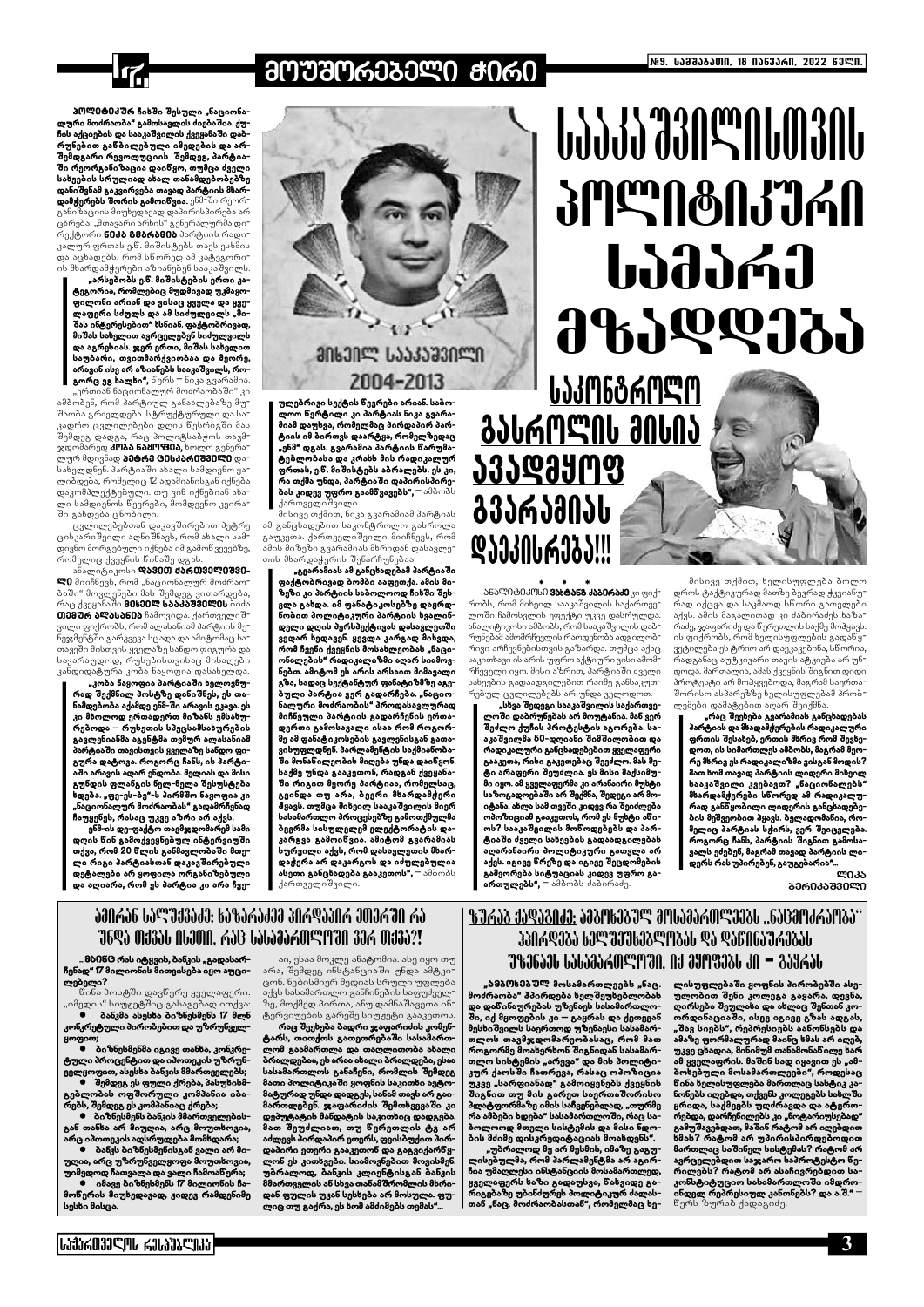# საკაშვილისთვის პოლიტიკური სამარე მზადდება

## საკონტროლო გასროლის მისია ავადმყოფ გვარამიას დაეკისრება!!!

**პოლიტიკურ ჩიხში შესული „ნაციონალური მოძრაობა" გამოსავალს ეძებს. ქუჩის აქციების და საავადმყოფო ქეყნობაში დაბრუნები განზიდვასთან შერხეული ამ ფინანსიერი იყო ანტიკორონავირუსული შედეგის ნიკა გვარამიას ბოლოში...**

პოლიტიკურ ჩიხში შესული „ნაციონალური მოძრაობა" გამოსავალს ეძებს. ქუჩის აქციების და საავადმყოფო ქეყნების მიმართ გამომჟღავნებული ხასიათის შემდეგ, პარტიაში რეორგანიზაცია დაიწყო, თუმცა ძველი სახეების სრულიად ახალ თანამდებობებზე დანიშვნამ გაკვირვება თავად პარტიის მხარდამჭერებს შორის გამოიწვია. ენმ-ში რეორგანიზაციის მიუხედავად დაპირისპირება არ ცხრება. „მთავარი არხის" გენერალური დირექტორი **ნიკა გვარამია** პარტიის რადიკალურ ფრთას ე.წ. მიშისტებს თავს ესხმის და აცხადებს, რომ სწორედ ამ კატეგორიის მხარდამჭერთა ბრალი საკაშვილის დაბრუნება.

„**არსებობს ე.წ. მიშისტების ერთი კატეგორია, რომლებიც მუდმივად უკმაყოფილონი არიან და ვისაც ყველა და ყველაფერი სძულს და ამ სიძულვილს „მიშის ინტერესებით" ხსნიან. ფაქტობრივად, მიშას სახელით აგრესიებს სიძულვილს და აგრესიას. ჯერ ერთი, მიშას სახელით საუბარი, თვითმარქვიობაა და მეორე, არავინ ისე არ აზიანებს საკაშვილს, როგორც ეს ხალხი",** – წერს ნიკა გვარამია.

„ერთიან ნაციონალურ მოძრაობაში" კი ამბობენ, რომ პარტიულ განახლებაზე მუშაობა გრძელდება. სტრუქტურული და საკადრო ცვლილებებს დღის წესრიგში მას შემდეგ დადგა, რაც პოლიტსაბჭოს თავმჯდომარედ **ლევან ხაბეიშვილი**, ხოლო გენერალურ მდივნად **პეტრე ცისკარიშვილი** დაასახელეს. პარტიაში ახალი სამდივნო ჯგუფებიც დაბარდნენ, რომელიც 12 ადამიანისგან იქნება და კომპეტენციებით. თუ ვინ იქნებიან ახალი სამდივნოს წევრები, მომდევნო კვირაში გახდება ცნობილი.

ცვლილებებთან დაკავშირებით პეტრე ცისკარიშვილი აღნიშნავს, რომ ახალი სამდივნო მორეტდა იქნება იქ გამოწვევებზე, რომელიც ქვეყნის წინაშე დგას.

ანალიტიკოსი **დავით ძარიხილიძე** მიიჩნევს, რომ „ნაციონალურ მოძრაობაში" მოვლენები მას შემდეგ ეზიარდება, რაც ქვეყანაში **მიხეილ საააკაშვილის** ბიძა **თეიმურ ასკანაძეს** ჩამოვიდა. ქართველი შვილი ფიქრობს, რომ ალასანიამ პარტიის მენეჯმენტში გარკვეული სტადია და ამოცანა საშ თავშესაფრის მოსაფრინ უკვეტებს სანდო ფიგურა დატოვა. როგორც ჩანს, ის პარტიაში არავინ ალარ ენდობა. მესოებ და მისი გუნდის ფლანგება ნელ-ნელა შესუსტება ხდება. „ფეჩ-ეს-ბე"-ს პირმში ნავარსა კი „ნაციონალურ მოძრაობას" გადაბირების ჩაუყენებს, რასაც უკვე აზრი არ აქვს.

ენმ-ის დე-ფაქტო თავმჯდომარემ სამი დღის წინ გამოქვეყნებული ინტერვიუში თქვა, რომ 20 წლის განმავლობაში მთელი რიგი პარტიასთან დაკავშირებული დებატები არ ყოფილა რეორგანიზებული და აღიარა, რომ ეს პარტია კი არა ჩვეულებრივი სექტის წევრები არიან. საბოლოო წერტილი კი პარტიას ნიკა გვარამიამ დაუსვა, რომელმაც პირდაპირ პარტიის ამ ბირთვს დაარტყა, რომლებსაც „ენმ" დგას. გვარამია პარტიის წარმომადგენლობისა და კრახს მის რადიკალურ ფრთას, ე.წ. მიშისტებს აბრალებს. ის კი, რა თქმა უნდა, პარტიის დაპირისპირებას კიდევ უფრო გაამწვავებს", – ამბობს ქართველიშვილი.

მისივე თქმით, ნიკა გვარამიამ პარტიას აგ განცხადებით საკონტროლო გასროლა გაუკეთა. ქართველიშვილი მიიჩნევს, რომ ამის მიზეზი გვარამიის მხრიდან დასაცლელ მხარდაჭერის შეწირულბაა.

„**გვარამიას ამ განცხადებამ პარტიაში ფაქტობრივად ბომბი აფეთქა. ამის მიზეზი კი პარტიის საბოლოოდ ჩიხში შესვლა გახდა. იმ ფინანსიერ დაყრდნობით პოლიტიკური პარტიის ხელმძღვანელ დღის პერსპექტივის დასაშვებში შეიძლება იყოს ანწაფერის მისებმა, რომ ჩვენი ქვეყნის მოსახლეობას „ნაციონალების" რადიკალიზმი აღარ სიამოვნებს. ამიტომ ეს არის არსიანი მიმართულება, სადაც სუპერმენი ფინანსიერზე ადუ უფრო პარტია ვერ გადარჩება. „ნაციონალური მოძრაობის" პროდუქციულად მიჩნეული პარტიის გადარჩენის ერთადერთი გამოსავალი ისაა რომ როგორმე იმ ფინანსისტების გადაწყვეტილებას გათვალისწინებდნენ. პარლამენტის საქმიანობაში მონაწილეობის მიღება უნდა დაიწყონ. საქმე უნდა გააკეთონ, რადგან ქვეყანაში რიგით მეორე პარტიაა, რომელსაც, გვინდა თუ არა, ბევრი მხარდამჭერი ჰყავს. თუმცა მისთვის საიჭვრელე მიზეზი სასამართლო პროცესებზე გამოიყენება ბევრჯერ სასჯელთ, მათ გამოვიდოდა სისხლებულ ელექტორატის დაკარგვა გამოიწვია. ამიტომ გვარამიას სურვილი აქვს, რომ დასავლეთის მხარდაჭერა არ დაკარგოს და იქიდან ახალი ხედვის განცხადება გააკეთოს",** – ამბობს ქართველიშვილი.

\* \* \*

ანალიტიკოსი **მამუკა ძაბრიძე** კი ფიქრობს, რომ მიხეილ სააკაშვილის საქართველოში ჩამოსვლის ეფექტი უკვე დასრულდა. ანალიტიკოსი ამბობს, რომ სააკაშვილის დაბრუნებამ ამომრჩეველის რაოდენობაში აფერისტული ამოჯრება რომ გამოიწვია გაზარდა. თუმცა აქაც საკითხავი ის არის უფრო აქტიური ვისი ამომრჩეველი იყო. მისი აზრით, პარტიაში ძველი სახეების გადაადგილებით რაიმე განსაკუთრებული ცვლილებები არ უნდა ველოდოთ.

„**სხვა შედეგი სააკაშვილის საქართველოში დაბრუნებამ არ მოუტანია. მან ვერ შეძლო ქუჩის პროტესტის აგორება. საკაშვილმა 50-დღიანი შიმშილობით და რადიკალური განცხადებებით ყველაფერი გააკეთა, რისი გაკეთებაც შეეძლო. მას მეტი არაფერი შეუძლია. ეს მისი მაქსიმუმი იყო. ამ ეტაპზე ყველაფერი კი არანაირი შეხება პარტიისთვის არ მაჩნდა. რადიკალური ლიდერის ცირკი ითამაშოს, მისი მოწიწებით პარტიამ სახლში სტადიის კი აქვს აკლიათ, რომ ეს ოლიგარქი მაინც უნდა დაიჭიროს. სააკაშვილის მომდევნო დღეების გარდა ასეთი ძველი სახეების დაბრუნება პარტიის მისია თუ ნამდვილი პოლიტიკური გათვლა არ აქვს. იგივე წესზე და იგივე შედეგამდის გამეორება სიტუაციას კიდევ უფრო გაართულებს",** – ამბობს ძაბრიძე.

მისივე თქმით, ხელისუფლება ბოლო დროს ფაქტიურად მათზე ბევრად ჭკვიანურად იქცევა და საქმიანი სწორი გადაწყვეტილებები აქვს. ამის მაგალითი კი ძაბრიძის ხაზით, ჯაფარიძე და წერეთლის საქმე მოჰყავს. ის ფიქრობს, რომ ხელისუფლების გადაწყვეტილება ეს ტრიო არ დაეკავებინა, სწორია, რადგანაც აუტკივარი თავის აქტიურა არ უნდოდა. მართალია, ამას ქვეყნის შიგნით დიდი პროტესტი არ მოჰყვებოდა, მაგრამ საერთაშორისო ასპარეზზე ხელისუფლებამ პრობლემები დამატებით აღარ შეიქმნა.

„**რაც შეეხება გვარამიას განცხადებას პარტიის და მხადმჭერების რადიკალური ფრთის შესახებ, ერთის მხრივ რომ შეხედოთ, ის სიმართლეს ამბობს, მაგრამ მეორე მხრივ ეს რადიკალიზმი ვისგან მოდის? მათ ხომ თავად პარტიის ლიდერი მიხეილ სააკაშვილი კვებავდა? „ნაციონალების" მხარდამჭერები სწორედ ამ რადიკალურად განწყობილი ლიდერის განცხადებებს მიჰყვებიან ჰყავს. ბელადმანია, რომელიც პარტიას სჭირს, ვერ შეიცვლება. როგორც ჩანს, პარტიის შიგნით გამოსავალს ეძებენ, მაგრამ თავად პარტიის ლიდერს რას უპირებენ, გაუგებარია".**

**ლიკა ბერიკაშვილი**

<br>

## ამირან სალუქვაძე: ხაზარაძემ პირდაპირ ეთერში რა უნდა თქვას ისეთი, რაც სასამართლოში ვერ თქვა?!

...**მაინც რას იტყვის, ბანკის „გადასარჩენად" 17 მილიონის მითვისება იყო აუცილებელი?**

წინა პოსტში დავწერე ყველაფერი. „იმედის" სიუჟეტშიც გასაგებად ითქვა:

● ბანკმა ასესხა ბიზნესმენს 17 მლნ კონკრეტული პირობებით და უზრუნველყოფით;

● ბიზნესმენმა იგივე თანხა, კონკრეტული პროცენტით და ოპითეკის უზრუნველყოფით, ასესხა ბანკის მმართველებს;

● შემდეგ, ეს ფული ქრება, პასუხისმგებლობის ოფშორული კომპანია იბარებს, შემდეგ ეს კომპანიაც ქრება;

● ბიზნესმენს ბანკის მმართველებისგან თანხა არ მიუღია, არც მოუთხოვია, არც იპოთეკის აღსრულება მოუხდენია;

● ბანკს ბიზნესმენისგან ვალი არ მიუღია, არც უზრუნველყოფა მოუთხოვია, უიმედოდ ჩათვალა და ვალი ჩამოაწერა;

● იმავე ბიზნესმენს 17 მილიონის ზიმარელის მიუზიდდა, კიდევ რამდენიმე სესხი მისცა.

აი, ესაა მოკლე ანატომია. ასე იყო თუ არა, შემდეგ ინსპექციაში უნდა ამჟღავნ. ენმისამიერ მედიას სრული უფლება აქვს სასამართლო განჩინების საფუძველზე, მიუძღვ პირობა, აზრ დაეპირისპიროს ინტერვიუების გარეშე სიუჟეტი გააკეთოს.

რაც შეეხება ბადრი ჯაფარიძის კომენტარს, თითქოს გათეთრების სასამართლოდ გაამართლა და თანლეიობიბა ახალი ბრალდებაა, ეს არაა ახალი ბრალდება, ესაა სასამართლოს განაჩენი, რომელიც შემდეგ მათი პოლიტიკური ყოფნის საკითხი აგრძომატურად უნდა დადგეს, სანამ თავს არ გაამართლებენ. ჯაფარიძის შემთხვევაში კი დეპუტატის მანდატის საკითხიც დადგება. მათ შეუძლიათ, თუ წერეთლის ტვ არ აძლევს პირდაპირ ეთერს, ფეისბუქით პირდაპირი ეთერი გააკეთონ და გადაეცემოდ ეს კითხვები. საიმოგებიხო მოვისმენ. უბრალოდ, ბანკის კლიენტისგან ბანკის მმართველებს ან სხვა თანამშრომლის მხრიდან ფულის უკან სესხება არ მოსულა. ფულიც თუ გაქრა, ეს ხომ ამიძებს თუმის"...

<br>

## ზურაბ ქადაგიძე: ამერიკულ მოსამართლეებს „ნაცმოძრაობა" ჰპირდება ხელშეუხებლობას და დანიშვნელობას უზენაეს სასამართლოში, იქ მყოფებს კი – გაყრას

„**ამერიკელ** მოსამართლეებს „ნაცმოძრაობა" პპირდება ხელშეუხებლობას და დანიშვნელობას უზენაეს სასამართლოში, იქ მყოფებს კი – გაყრას და ქეთევან მესხიშვილს საერთოდ უზენაესი სასამართლოს თავმჯდომარეობასაც, რომ მათ როგორმე მოახერხონ შიგნიდან სასამართლო სისტემის „არევა" და მის პოლიტიკურ ქარშში ჩათრევა, რასაც ოპონიანად უკვე „საოკუპაციოდ" განმოიცხადებს ქვეყნის შიგნით თუ მის გარეთ საერთაშორისო პლატფორმაზე იმის საჩვენებლად, „თურმე რა ამბები ხდება" სასამართლოში, რაც საბოლოოდ მთელი სისტემის და მისი ნდობის მძიმე დისკრედიტაციას მოახდენს".

„უბრალოდ მე არ მესმის, ამაზე გაგულისებულმა, რომ პარლამენტმა არ აგირჩია უმაღლესი ინსტანციის მოსამართლედ, ყველაფერის ხაზი გადაუსვა, წაუკიდე გარიგებაზე უპირატეს პოლიტიკურ ძალასთან „ნაც. მოძრაობასთან", რომელმაც ხელისუფლებაში ყოფნის პირობებში ასეულობით შენი კოლეგა გაყარა, დევნა, ღირსება შეულახა და ახლაც შენთან კოორდინაციაში, ისევ იგივე გზას ადგას, „შავ სიებს", რეპრესიებს აანონსებს და ამაზე ფორმალურად მაინც ხმას არ იღებ, უკვე ცხადია, მინიშნული თანამოაზრედ ხარ ამ ყველაფერის. მაშინ სად იყავით ეს „ამბორებული მოსამართლეები", როდესაც წინა ხელისუფლება მართლაც სისტემას განრცავს ილებდა, თქვენს კოლეგებს სახლში ყრიდა, საქმეებს უცძრავდა და ატერორებდა, დარჩენილებს კი „ნოტარიუსებად" გამოიყენებდა, მაშინ რატომ არ იღებდით ხმას? რატომ არ უპირისპირდებოდით მართლაც საშინელ სისტემას? რატომ არ აგრძელებდით საჯარო საპროტესტო წერილებს? რატომ არ ასაჩივრებდით საკონსტიტუციო სასამართლოში იმდროინდელ რეპრესიულ კანონებს? და ა.შ." – წერს ზურაბ ქადაგიძე.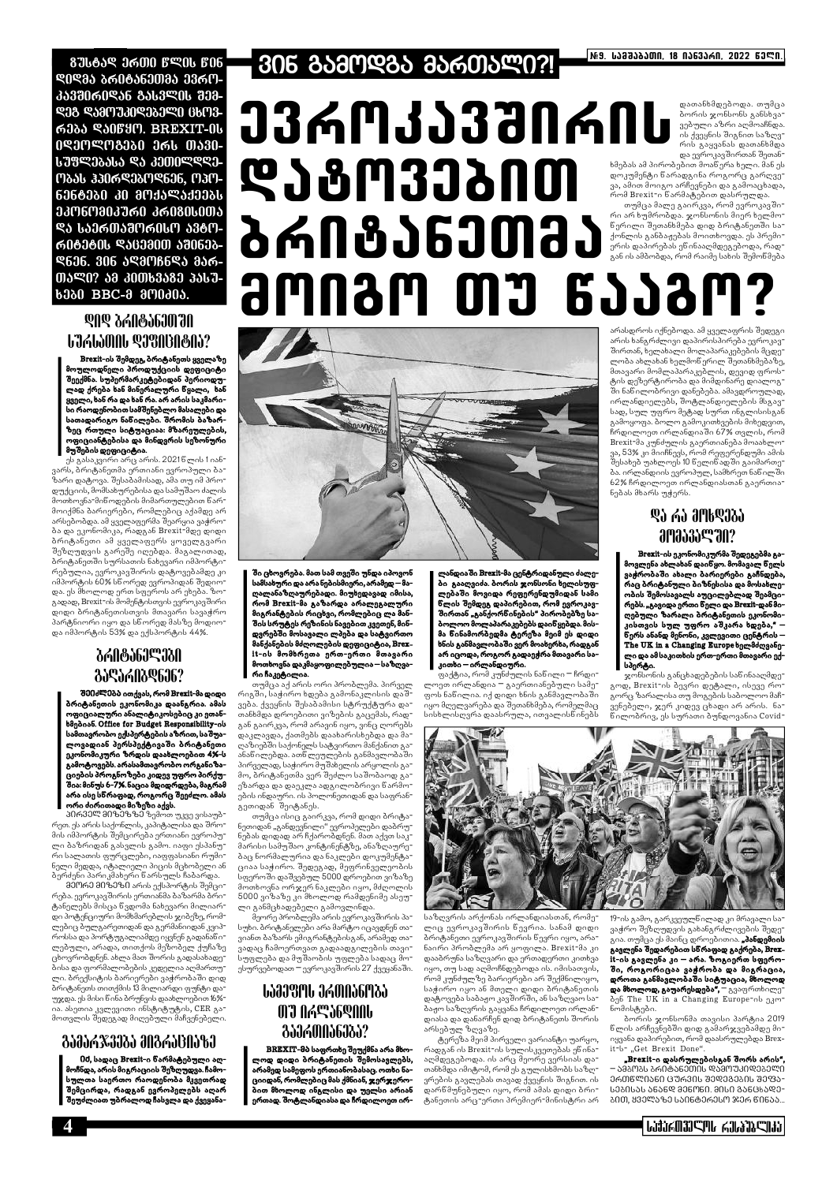ზუსტად ერთი წლის წინ დიდმა ბრიტანეთმა ევროკავშირიდან გასვლის შემდეგ დამოუკიდებელი ცხოვრება დაიწყო. BREXIT-ის იდეოლოგები ერს თავისუფლებასა და კეთილდღეობას ჰპირდებოდნენ, ოპონენტები კი მოქალაქეებს ეკონომიკური კრიზისითა და საერთაშორისო ავტორიტეტის დაცემით აშინებდნენ. ვინ აღმოჩნდა მართალი? ამ კითხვაზე პასუხები BBC-მ მოიძია.

# ვინ გამოდგა მართალი?!

# ევროკავშირის დატოვებით ბრიტანეთმა მოიგო თუ წააგო?

## დიდ ბრიტანეთში სურსათის დეფიციტია?

**Brexit-ის შემდეგ, ბრიტანეთს ყველაზე მოულოდნელი პროდუქციის დეფიციტი შეექმნა. სუპერმარკეტებიდან პერიოდულად ქრება ხან მინერალური წყალი, ხან ყველი, ხან რა და ხან რა. არ არის საკმარისი რაოდენობით სამშენებლო მასალები და საოდდოო? ოდნავ ნაწილები. შრომის ბაზარზეც რთული სიტუაციაა: მზარეულების, ოფიციანტებისა და მინდვრის სეზონური მუშების დეფიციტია.**

ეს გასაკვირი არც არის. 2021 წლის 1 იანვარს, ბრიტანეთმა ერთიანი ევროპული ბაზარი დატოვა. შესაბამისად, ამა თუ იმ პროდუქციის, მომსახურებისა და სამუშაო ძალის მოძრაობა-მიმოსვლები მიმართულებით წარმოიქმნა ბარიერები, რომლებიც აქამდე არ არსებობდა. ამ ყველაფერმა შეარყია ვაჭრობა და ეკონომიკა, რადგან Brexit-მდე დიდი ბრიტანეთი ამ ყველაფერ ყოველგვარი შეზღუდვის გარეშე იღებდა. მაგალითად, ბრიტანეთში სურსათის ნახევარი იმპორტირებულია, ევროკავშირის დატოვებამდე კი იმპორტის 60% ხდებოდა ევროპიდან შემოიდა. ეს მხოლოდ ერთ სფეროს არ ეხება. ზოგადად, Brexit-ის მომენტისთვის ევროკავშირი დიდი ბრიტანეთისთვის მთავარი სავაჭრო პარტნიორი იყო და ხდებოდა მასზე მთლიანი იმპორტის 53% და ექსპორტის 44%.

## ბრიტანელები გაღარიბდნენ?

**შეიძლება ითქვას, რომ Brexit-მა დიდი ბრიტანეთის ეკონომიკა დაანგრია. ამას ოფიციალური ანალიტიკოსებიც კი ეთანხმებიან. Office for Budget Responsibility-ის საპროგნოზო ცენტრის აზრით, საშუალოვადიან პერსპექტივაში ბრიტანეთი ეკონომიკური ზრდის დაახლოებით 4%-ს გამოტოვებს. არასამთავრობო ორგანიზაციების პროგნოზები კიდევ უფრო პირქუშია: მინუს 6-7%. ნაცია მდიდრდება, მაგრამ არა ისე სწრაფად, როგორც შეეძლო. ამას ორი ძირითადი მიზეზი აქვს.**

პირველ მიზეზზე ზემოთ უკვე ვისაუბრეთ. ეს არის საქონლის, კაპიტალისა და შრომის იმპორტის შეზღუდვა ერთიანი ევროპული ბაზრიდან გასვლის გამო. იაფი ესპანური საღათის ფურცლები, იაფფასიანი რუმინელი მეხედი, იტალიელი პიცის მცხობელი ან ბერძენი პარიკმახერი წარსულს ჩაბარდა.

მეორე მიზეზი არის ექსპორტის შემცირება. ევროკავშირის ერთიანმა ბაზარმა ბრიტანულ ბიზნესს წვდომა ჩამოართვა მილიარდ პოტენციური მომხმარებლის ჯიბეზე, რომლებიც ბუღალტრული და გეგმანიდან ჯიუპერებსა და პროფესიულ იყენებ გადაჭრიან. ლაუჩელი, არაფის, ითიძრის მეზობელ ქუნგზე ცხოვრობდნენ. ახლა ბიზნესები გადასახადები და ფორმალობების კედელია აღმართული. ბრიუსელსა ბარიერებს ვაჭრობის დიდ ბრიტანეთის ბიზნესს 13 მილიარდი ფუნტი დაუჯდა. ეს მისი ნინს ბრუნვის დაახლოებით 16%-ია. ასეთია კვლევითი ინსტიტუტის, CER გამოთვლის შედეგად მიღებული მაჩვენებელი.

## გამარჯვება მიგრაციაზე

**იქ, სადაც Brexit-ი წარმატებული აღმოჩნდა, არის მიგრაციის შეზღუდვა. ჩამოსულთა საერთო რაოდენობა მკვეთრად შემცირდა, რადგან ევროპელებს აღარ შეუძლიათ უბრალოდ ჩასვლა და ქვეყანაში ცხოვრება. მათ სამ თვეში უნდა იპოვონ სამსახური და არანებისმიერი, არამედ — მაღალანაზღაურებადი. მიუხედავად იმისა, რომ Brexit-მა გაზარდა არალეგალური მიგრანტების რიცხვი, რომლებიც ლა მანშის სრუტეს რეზინის ნავებით კვეთენ, მინდვრებში მოსავალი ლპება და სატვირთო მანქანების მძღოლების დეფიციტია, Brexit-ის მომხრეთა ერთ-ერთი მთავარი მოთხოვნა დაკმაყოფილებულია — საზღვარი ჩაკეტილია.**

თუმცა აქ არის ორი პრობლემა. პირველ რიგში, საჭირო ხდება გამონაკლისის დაშვება. ქვეყნის შესაბამისი სტრუქტურა დათანხმდა ღროებითი ვიზების გაცემას, რადგან გარკვა, რომ არავინ იყო, ვინც ღორებს დაკლავდა, ქათმებს დაახარისხებდა და ცალმოთში საქონელს საჭიროვო მანქანით გაიტანდა. ამ ლეულების განმავლობაში პირველად, საჭირო მუშახელის არყოლის გამო, ბრიტანეთმა ევრ შეძლო საშობაოდ ბაქმარდა და დიკლა ადგილობრივი წარმოების ინდაურები. ის პოლიტეხიდან დაბრუნება, შეიძლება.

თუმცა ისიც გაირკვა, რომ დიდი ბრიტანეთიდან „გაძევებული“ ევროპელები დაბრუნებას დიდად არ ჩქარობდნენ. მათ აქვთ საკმარისი სამუშაო კონტინენტზე, ანაზღაურებაც ნორმალურია და ნაკლები დოკუმენტაცია საჭირო. შედეგად, მეფრინველეობის სფეროში დაშვებულ 5000 დროებით ვიზაზე მოთხოვნა ორჯერ ნაკლები იყო, მძღოლის 5000 ვიზაზე კი მხოლოდ რამდენიმე ასეულა განმცხადებელი გამოჩნდა.

მეორე პრობლემა არის ევროკავშირის პასუხი. ბრიტანეთმა არ მარტო იცავდნენ თავიანთ ბაზარს ემიგრანტებისგან, არამედ თავადაც ჩამოერთვათ გადაადგილების თავისუფლება და მუშაობის უფლება სადაც მოეჩვენებოდათ — ევროკავშირის 27 ქვეყანაში.

## სამეფოს ერთიანობა თუ ირლანდიის გაერთიანება?

**BREXIT-მა საფრთხე შეუქმნა არა მხოლოდ დიდი ბრიტანეთის შემოსავლებს, არამედ სამეფოს ერთიანობასაც. ოთხი ნაციიდან, რომლებიც მის ქმნიან, ჯერჯერობით მხოლოდ ინგლისი და უელსი არიან ერთად. შოტლანდიისა და ჩრდილოეთ ირლანდიაში Brexit-მა ცენტრიდანული ძალები გააღვიძა. ბორის ჯონსონი ხელისუფლებაში მოვიდა რეფერენდუმიდან სამი წლის შემდეგ დაპირებით, რომ ევროკავშირთან „განქორწინების“ პირობებზე საბოლოო მოლაპარაკებებს დაიწყებდა. მისმა წინამორბედმა ტერეზა მეიმ ეს დიდი ხნის განმავლობაში ვერ მოახერხა, რადგან არ იცოდა, როგორ გადაეჭრა მთავარი საკითხი — ირლანდიური.**

ფაქტია, რომ კუნძულის ნაწილი — ჩრდილოეთ ირლანდია — გაერთიანებული სამეფოს ნაწილია. იქ დიდი ხნის განმავლობაში იყო მძლეობისთვის და შეთანხმება, რომელმაც სისხლისღვრა დაასრულა, ითვალისწინებს საზღვრის არქონას ირლანდიასთან, რომელიც ევროკავშირის წევრია. სანამ დიდი ბრიტანეთი ევროკავშირის წევრი იყო, არაზაირი პრობლემა არ ყოფილა. Brexit-მა კი დაახურა საზღვარი და ერთადერთი კითხვა იყო, თუ სად აღმოჩნდებოდა ის. იმისათვის, რომ კუნძულზე ბარიერები არ შექმნილიყო, საჭირო იყო ან მთელი დიდი ბრიტანეთის დატოვება საბაჟო კავშირში, ან საზღვაო საბაჟო საზღვრის გაყვანა ჩრდილოეთ ირლანდიასა და დანარჩენ დიდ ბრიტანეთს შორის არსებულ ზღვაზე.

ტერეზა მეიმ პირველი ვარიანტი უარყო, რადგან ის Brexit-ის სულისკვეთებას ეწინააღმდეგებოდა. ის არც მეორე ვერსიას დათანხმდა იმიტომ, რომ ეს გულისხმობს საზღვრების გავლებას თავად ქვეყნის შიგნით. ის დარწმუნებული იყო, რომ ამას დიდი ბრიტანეთის არც-ერთი პრემიერ-მინისტრი არ დაათანხმებდა. თუმცა ბორის ჯონსონს განსხვავებული აზრი აღმოაჩნდა. ის ქვეყნის შიგნით საზღვრის გავლებას დათანხმდა და ევროკავშირთან შეთანხმებას ამ პირობებით მოაწერა ხელი. მან ეს დოკუმენტი წარადგინა როგორც გარღვევა, ამით მოიგო არჩევნები და გამოაცხადა, რომ Brexit-ი წარმატებით დასრულდა.

თუმცა მალე გაირკვა, რომ ევროკავშირი არ ხუმრობდა. ჯონსონის მიერ ხელმოწერილი შეთანხმება დიდ ბრიტანეთში საქონლის განბაჟების მოითხოვდა. ეს პრემიერის დაპირებებს ეწინააღმდეგებოდა, რადგან ის ამბობდა, რომ რაიმე სახის შემოწმება არასდროს იქნებოდა. ამ ყველაფრის შედეგი არის ხანგრძლივი დაპირისპირება ევროკავშირთან, ხელახალი მოლაპარაკებების მცდელობა ახლებან ხელშოწერილ შეთანხმებაზე, მთავარი მოძალადეებს, დაცვიდ ფერისტრის დეზორგანიზაცია და მიმდინარე დიალოგში ნაწილობრივი დანებება. ამავდროულად, ირლანდიელებს, შოტლანდიელებს მსგავსად, სულ უფრო მეტად სურთ ინგლისისგან გამოყოფა. ბოლო გამოკითხვების მიხედვით, ჩრდილოეთ ირლანდიაში 67% თვლის, რომ Brexit-მა კუნძულის გაერთიანება მოაახლოვა, 53% კი მიიჩნევს, რომ რეფერენდუმი ამის შესახებ უახლოეს 10 წელიწადში გაიმართება. ირლანდიის ევროპულ, სამხრეთ ნაწილში 62% ჩრდილოეთ ირლანდიასთან გაერთიანების მხარს უჭერს.

## და რა მოხდება მომავალში?

**Brexit-ის ეკონომიკურმა შედეგებმა გამოავლინა ახლებან დაიწყო. მომავალ წელს ვაჭრობაში ახალი ბარიერები გაჩნდება, რაც ბრიტანული მიწოდების და მისასვლეობის შემოსავლის აუცილებლად შეამცირებს. „გაცილებ ერთი წელი და Brexit-დან მიღებული ზარალი ბრიტანეთის ეკონომიკისთვის სულ უფრო აშკარა ხდება,“ — წერს ანანდ მენონი, კვლევითი ცენტრის — The UK in a Changing Europe ხელმძღვანელი და ამ საკითხის ერთ-ერთი მთავარი ექსპერტი.**

ჯონსონის განცხადებების საწინააღმდეგოდ, Brexit-ის ზეგრი დეტალი, ისევე როგორც ზარალის თუ მოგების საბოლოო მაჩვენებელი, ჯერ კიდევ ცხადი არ არის. ნაწილობრივ, ეს სურათი ბუნდოვანია Covid-19-ის გამო, გარკვეულწილად კი მრავალი საკვანძო შეხლულების გაჩანგრძლივების შედეგია. თუმცა ეს მაინც დროებითია. **„ვინდემიის გავლენა შედარებით სწრაფად გაქრება, Brexit-ის გავლენა კი — არა. ზოგიერთ სფეროში, როგორიცაა ვაჭრობა და მიგრაცია, დროთა განმავლობაში სიტუაცია, მხოლოდ და მხოლოდ, გაუარესდება“,** — გვეუფრობიდე ბენ The UK in a Changing Europe-ის ეკონომისტები.

ბორის ჯონსონმა თავისი პარტია 2019 წლის არჩევნებში დიდ გამარჯვებამდე მიიყვანა დაპირებით, რომ დაასრულებდა Brexit-ს — „Get Brexit Done“.

**„Brexit-ი დასრულებისგან შორს არის“,** — ამბობს ბრიტანეთის დამოუკიდებელი ეროვნული ეკონომიკური კვლევების ინსტიტუტის, ყველაზე საინტერესო ჯერ წინაა...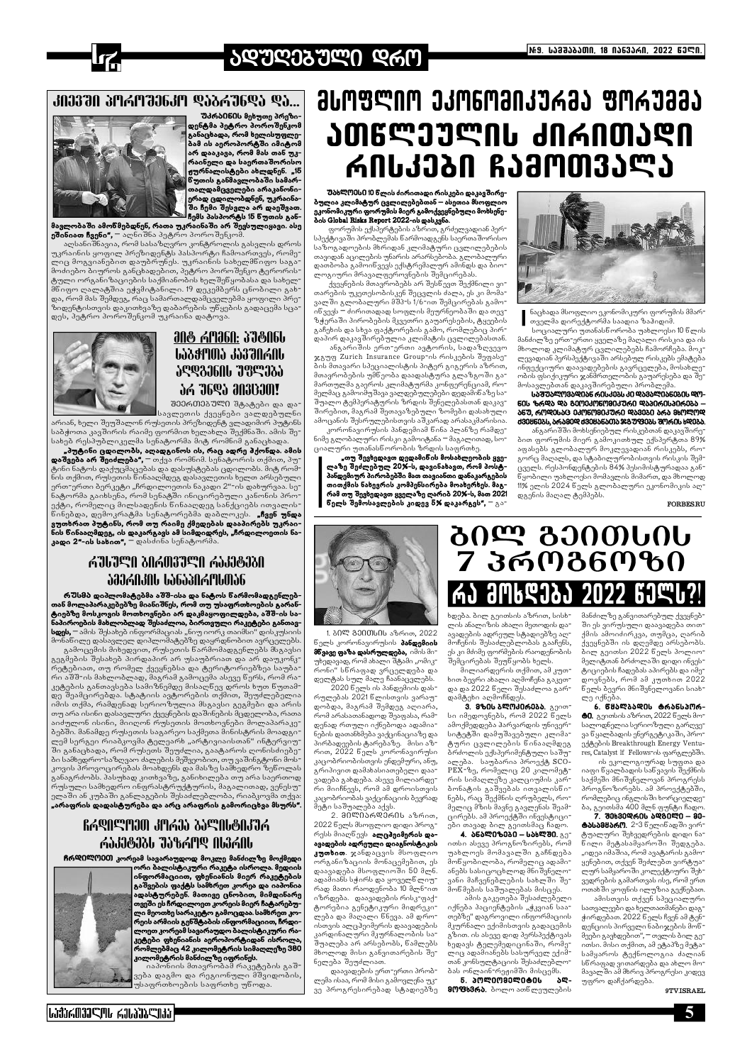# კიევში პოროშენკო დაბრუნდა და...

**უკრაინის მეხუთე პრეზიდენტმა პეტრო პოროშენკომ განაცხადა, რომ ხელისუფლებამ ის აეროპორტში იმიტომ არ დააკავა, რომ მას თან უკრაინელი და საერთაშორისო ჟურნალისტები ახლდნენ. „15 წუთის განმავლობაში სამართალდამცველები არაკანონიერად ცდილობდნენ, უკრაინაში ჩემი შესვლა არ დაეშვათ. ჩემს პასპორტს 15 წუთის განმავლობაში ამოწმებდნენ, რათა უკრაინაში არ შევსულიყავი. ასე უშინიათ ჩემი", —** აღნიშნა პეტრო პოროშენკომ.

აღსანიშნავია, რომ სასაზღვრო კონტროლის გავლის დროს უკრაინის ყოფილ პრეზიდენტს პასპორტი ჩამოართვეს, რომელიც მოგვიანებით დაუბრუნეს. უკრაინის სახელმწიფო საგამოძიებო ბიუროს განცხადებით, პეტრო პოროშენკო ტერორისტული ორგანიზაციის საქმიანობის ხელშეწყობასა და სახელმწიფო ღალატშია ეჭვმიტანილი. 19 დეკემბრის ცნობილი გახდა, რომ მას შემდეგ, რაც სამართალდამცველებმა ყოფილი პრეზიდენტისთვის დაკითხვაზე დაბარების უწყების გადაცემა სცადეს, პეტრო პოროშენკომ უკრაინა დატოვა.

# მიტ რომნი: პუტინს საბჭოთა კავშირის აღდგენის უფლება არ უნდა მივცეთ!

შეერთებულ შტატები და დასავლეთის ქვეყნები ვალდებულნი არიან, ხელი შეუშალონ რუსეთის პრეზიდენტ ვლადიმირ პუტინს საბჭოთა კავშირის რაიმე ფორმით ხელახლა შექმნაში. ამის შესახებ რესპუბლიკელმა სენატორმა მიტ რომნიმ განაცხადა.

**„პუტინი ცდილობს, აღადგინოს ის, რაც ადრე ჰქონდა. ამის დაშვება არ შეიძლება", —** თქვა რომნიმ. სენატორის თქმით, პუტინი ნატოს დაქუცმაცებას და დასუსტებას ცდილობს. მიტ რომნის თქმით, რუსეთის წინააღმდეგ დასავლეთის ხელთ არსებული ეფექტური ბერკეტი „ჩრდილოეთის ნაკადი 2"-ის დახურვაა. სენატორმა განიხილა, რომ სენატში ინიცირებული კანონის პროექტი, რომელიც მილსადენზე წინააღმდეგ სანქციების იღვალისწინებდა, დემოკრატებმა ჩააგდეს. **„ჩვენ უნდა ვუთხრათ პუტინს, რომ თუ რაიმე ქმედებას დაიწყებს უკრაინის წინააღმდეგ, ის დაკარგავს ამ სიმდიდრეს, „ჩრდილოეთის ნაკადი 2"-ის სახით", —** დასძინა სენატორმა.

# რუსული ბირთვული რაკეტები ამერიკის სანაპიროსთან

**რუსმა დიპლომატებმა აშშ-ისა და ნატოს წარმომადგენლებთან მოლაპარაკებებზე მიანიშნეს, რომ თუ უსაფრთხოების გარანტიებზე მოსკოვის მოთხოვნები არ დაკმაყოფილდება, აშშ-ის სანაპიროების მახლობლად შესაძლოა, ბირთვული რაკეტები განთავსდეს, —** ამის შესახებ ინფორმაციას „ნიუ იორკ თაიმსი" დისკუსიის მონაწილე დასავლელ დიპლომატებზე დაყრდნობით ავრცელებს.

გამოცემის მიხედვით, რუსეთის წარმომადგენლებმა მიგავსი გეგმების შესახებ პირდაპირ არ უსაუბრიათ და არ დაუკონკრეტებიათ, თუ რომელ ქვეყნებსა და ტერიტორიებზეა საუბარი აშშ-ის მახლობლად, მაგრამ გამოცემა ასეევ წერს, რომ რაკეტების განთავსება სამიზნეებიდ მისაღწევ დროის ხუთ წუთამდე შეამცირებდა. სტატიის ავტორების თქმით, შეუძლებელია იმის თქმა, რამდენად სერიოზულია მსგავსი გეგმები და არის თუ არა ისინი დასავლური ქვეყნების დაშინების მცდელობა. რამდენიმე ინსაიდერის თქმით, მიიღონ რუსეთის მოთხოვნები მოლაპარაკებებში. მანამდე რუსეთის საგარეო საქმეთა მინისტრის მოადგილემ სერგეი რიაბკოვმა ტელეარხ „არტეეის"-ისთან" ინტერვიუში განაცხადა, რომ რუსეთს შეუძლია, გაიტაროს ლონისძიებები სამხედრო-საზღვაო ძალის შემვლებით, თუ ვაშინგტონი მოსკოვის პროვოცირებას მოახდენს და მასზე სამხედრო ზეწოლას განაგრძობს. პასუხად კითხვაზე, განიხილება თუ არა საერთოდ რუსული სამხედრო ინფრასტრუქტურის, მაგალითად, ვენესუელაში ან კუბაში განლაგების შესაძლებლობა, რიაბკოვმა თქვა: **„არაფრის დადასტურება და არც არაფრის გამორიცხვა მსურს".**

# ჩრდილოეთ კორეა ბალისტიკურ რაკეტებს უშვებს ისევ

**ჩრდილოეთ კორეამ საგარეოდ მოკლე მანძილზე მოქმედი ორი ბალისტიკური რაკეტა ისროლა. მედიის ინფორმაციით, ფხენიანის მიერ რაკეტების გაშვების ფაქტს სამხრეთ კორეა და იაპონია ადასტურებენ. მათივე ცნობით, მიმდინარე თვეში ეს ჩრდილოეთ კორეის მიერ ჩატარებული მეოთხე საცდელი გაშვებაა. სამხრეთ კორეის არმიის გენშტაბის ინფორმაციით, ჩრდილოეთ კორეამ საგარეოდ ბალისტიკური რაკეტები ფხენიანის აეროპორტიდან ისროლა, რომლებმაც 42 კილომეტრის სიმაღლეზე 380 კილომეტრის მანძილზე იფრინეს.**

იაპონიის თავდაცვის რაკეტების გაშვება დაგმო და რეგიონული მშვიდობის, უსაფრთხოების საფრთხე უწოდა.

# მსოფლიო ეკონომიკურმა ფორუმმა ათწლეულის ძირითადი რისკები ჩამოთვალა

**უახლოესი 10 წლის ძირითადი რისკები დაკავშირებულია კლიმატურ ცვლილებებთან — ასეთია მსოფლიო ეკონომიკური ფორუმის მიერ გამოქვეყნებული მოხსენების Global Risks Report 2022-ის დასკვნა.**

ფორუმის ექსპერტების აზრით, გრძელვადიან პერსპექტივაში პრობლემას წარმოადგენს საერთაშორისო საზოგადოების მხრიდან კლიმატური ცვლილებების თავიდან აცილების უნარის არარსებობა. გლობალური დათბობა გამოიწვევს ექსტრემალურ ამინდს და ბიოლოგიური მრავალფეროვნების შემცირებას.

ქვეყნების მთავრობებს არ შესწევთ შესწავლის უნარი საერთოდ. ქვეყნის მთავრობები უკვე შეშფოთებული არიან იმით, რომ კლიმატის ცვლილება საფრთხეს უქმნის ეკონომიკურ მდგრადობას. ექსპერტები ამბობენ, რომ ცხოველთა სახეობები გადაშენების საფრთხის ქვეშ არიან. იმ მომენტისთვის, როდესაც კლიმატური ცვლილებები სრულად გამოვლინდება, შესაძლოა უკვე გვიან იყოს.

ქვეყნების თავისუფლების თავისუფლება უკვე მნიშვნელოვნად შეზღუდულია, ხოლო ეკონომიკური უთანასწორობა იზრდება. გლობალური მშპ-ის 1/6-ით შემცირების ალბათობა — ძირითადად სოფლის მეურნეობაში და თევზჭერაში პრობლემების მცველი ჩაფიქრებული ტყეების გაჩეხვის და სხვა ფაქტორების გამო, რომლებიც პირდაპირ დაკავშირებულია კლიმატის ცვლილებასთან.

ანგარიშის ერთ-ერთი ავტორის, სადაზღვევო ჯგუფ Zurich Insurance Group-ის რისკების მენეჯმენტის მთავარი სპეციალისტის პიტერ გიგერის აზრით, მთავრობების უმნიშვნელოვანესი სწავლის გამოცდაც ვალდებულებას წარმოადგენს ყველაზე ძლიერი კლიმატური ცვლილებების გამოწვევების თავიდან ასაცილებლად. მაგრამ შეთანხმებული ზომების დასაბუთება ამოცანის შესრულებისთვის აუცილებელი არ არის.

კორონავირუსის პანდემიამ წინა პლანზე რამდენიმე გლობალური რისკი გამოიტანა — მაგალითად, სოციალური უთანასწორობის ზრდის საფრთხე.

**„თუ შევხედავთ დედამიწის მოსახლეობის ყველაზე შეძლებულ 20%-ს, დავინახავთ, რომ პოსტპანდემიურ პერიოდში მათი თავისუფლება ბალანსირების თითქმის 5%-ით გაიზრდება. მაგრამ თუ შევხედავთ ყველაზე ღარიბ 20%-ს, მათ 2021 წელს შემოსავლების კიდევ 5% დაკარგეს", —** გა-

ნაცხადა მსოფლიო ეკონომიკური ფორუმის მმართველმა დირექტორმა საადია ზაჰიდიმ.

სოციალური უთანასწორობის უახლოესი 10 წლის მანძილზე ერთ-ერთი ყველაზე მაღალი რისკია და ის მხოლოდ კლიმატურ ცვლილებებს ჩამორჩება. მოკლევადიან პერსპექტივაში არსებულ რისკებს ეპიდემია ინფექციური დაავადებების გავრცელება, მოსახლეობის ფსიქიკური ჯანმრთელობის გაუარესება და შემოსავლებთან დაკავშირებული პრობლემები.

**საშუალოვადიან რისკებს კი დაემატებიან ფონის ზრდა და გეოპოლიტიკური დაპირისპირება — აშშ, როდესაც ეკონომიკური დაცვის არა მხოლოდ ქვეყნებს, არამედ ქვეყნებსაც შეეხება უკვე.**

ანგარიშში მოხსენიებულ რისკებთან დაკავშირებით ფორუმის მიერ გამოკითხულ ექსპერტთა 89% ადასტურებს გლობალურ მოკლევადიან რისკს, რომელიც მაღალია, და სტაბილურობისთვის რისკის შემცველს. რესპონდენტების 84% პესიმისტურადაა განწყობილი უახლოესი მომავლის მიმართ, და მხოლოდ 11% ელის 2024 წელს გლობალური ეკონომიკის აღდგენის მაღალ ტემპებს.

FORBES.RU

# ბილ გეითსის 7 პროგნოზი
## რა მოხდება 2022 წელს?!

1. **ბილ გეითსის** აზრით, 2022 წელს კორონავირუსის **პანდემიის მწვავე ფაზა დასრულდება,** იმის მიუხედავად, რომ ახალი შტამი „ომიკრონი" სწრაფად ვრცელდება და ღლეტას სულ მალე ჩაანაცვლებს.

2020 წელს ის პანდემიის დასრულებას 2021 წლისთვის ვარაუდობდა, მაგრამ შემდეგ აღიარა, რომ არასათანადოდ შეაფასა, რამდენად რთული იქნებოდა ადამიანების დაიარსებიზავა ვაქცინაციაზე და პირბადეების ტარებაზე. მისი აზრით, 2022 წელს კორონავირუსი ცაკმარებობითს ენდემური, ანუ, გრიპივით დამახასიათებელი დაავადება გახდება. ასევე მილიარდერი მიიჩნევს, რომ ამ დროისთვის ცაკმარებობას ვაქცინები ბევრად მეტი საშუალება აქვს.

2. **მილიარდერის** აზრით, 2022 წელს მსოფლიო დიდი პროგრესს მიაღწევს **ალცჰეიმერის დაავადების ადრეული დიაგნოსტიკის კუთხით**. ჯანდაცვის მსოფლიო ორგანიზაციის მონაცემებით, ეს დაავადება მსოფლიოში 50 მლნ. ადამიანს სჭირს და ყოველწლიურად მათი რაოდენობა 10 მლნ-ით იზრდება. დაავადების რისკ-ფაქტორებია გენეტიკური მიდრეკილება და მაღალი წლოვანება. ამ დროისთვის ალცჰეიმერის დაავადების კარდინალური მკურნალობა შეუძლებელია და არსებობს, წამლებს მხოლოდ მისი განვითარების შენელება შეუძლიათ.

დაავადების ერთ-ერთი პრობლემა ისაა, რომ მისი გამოვლენა უკვე პროგრესირებად სტადიებზე ხდება. ბილ გეითსის აზრით, სისხლის ანალიზის ახალი მეთოდის დაავადების ადრეულ სტადიაზე აღმოჩენის შესაძლებლობას გააჩენს, ეს კი მძიმე ფორმების რაოდენობის შემცირების შეუწყობს ხელს.

მილიარდერის თქმით, ამ კუთხით ბევრი ახალი აღმოჩენა გაკეთდა და 2022 წელი შესაძლოა გარდამტეხი აღმოჩნდეს.

3. **მწის ჰლობალიბი.** გეითსი იმედოვნებს, რომ 2022 წელს ამოქმედდება ჰარვარდის უნივერსიტეტში დამუშავებული ყლოპალური ცვლილებების წინააღმდეგ ბრძოლის ექსპერიმენტული საშუალება. საუბარია პროექტ SCoPEx-ზე, რომელიც 20 კილომეტრის სიმაღლეზე კალციუმის კარბონატის გაშვებას ითვალისწინებს, რაც მზიდან მეტის არეკვლას, რომელიც მზის მაგნე გაცვლის შემცირებას. ამ პროექტში ინვესტიცია თავად ბილ გეითსმაც ჩადო.

4. **აბალი ოქცინა — საბაზეს.** გეითსი ასევე პროგნოზირებს, რომ უახლოეს მომავალში განხორციელდება მონაცემებში, რომელიც ადამიანებს საბიუჯეტო მნიშვნელობის მიმწვდენებს ბაზარზე შემდეგ კი საშუალებას მისცემს.

ამის გაკეთება შესაძლებელი იქნება ჰიბრიდული „ქვიან საითებზე" დაფრთხილი ინფორმაციის მეურნალო უსაფრთხოების გადაცემის გზით. ის ასევე დიდ ეფექტურობას ხედავს ტელემედიცინაში, რომელიც ადამიანებს სამუშაოს შესაძლებლობებს საშუალებას მისცემს.

5. **პოლარიზაციის აღმოფხვრა.** ბილი ადრეულების

მანძილზე განვითარებულ ქვეყნებში ეს ეპიდემიური დაავადება ოთოქმის ამოძირკვის, თუმცა, ღარიბ ქვეყნებში ის დღემდე არსებობს. ბილ გეითსი 2022 წელს პოლიომიელიტთან ბრძოლაში დიდი ინვესტიციების ჩადებას აპირებს და იმედოვნებს, რომ ამ კუთხით 2022 წელს ბევრი მნიშვნელოვანი სიახლე იქნება.

6. **მწვანე ტრანსპორტი.** გეითსის აზრით, 2022 წელს მომავლის პერსპექტიული პროექტების, Breakthrough Energy Ventures, Catalyst if Fellows-ის ფარგლებში.

ის ეკოლოგიურად სუფთა და იაფი წვალდებების სარგებლის მქონის საქმეში მნიშვნელოვან პროგრესს პროგნოზირებს. ამ პროექტებში, რომლებიც ინვესტიციებს მოიცავს, გეითსმა 400 მლნ დოლარი ჩადო.

7. **მეხმატის აბალი — მეტავერსი.** 2-3 წელიწადში ვირტუალური შეხვედრების დიდი ნაწილი მეტავერსში შეიძლება. „ადამიანები, რომ აგებენ ვირტუალურ სამყაროში კოლექტიური შეხვედრების გამართვას ისე, როგორც ფიზიკურ ოთახებში ყოფნის ილუზია ექნებათ.

ამისთვის თქვენ სპეციალური საიდუმლოები და ხელსაწყოები დაგჭირდებათ. 2022 წელს ჩვენ ამ ტექნოლოგიის პირველი ნაბიჯების მოწმენი გავხდებით", — ამბობს ბილ გეითსი. მისი თქმით, ამ ეტაპზე მეტასამყაროს ტექნოლოგია ძალიან სწრაფად ვითარდება და ახლო მომავალში ამ მხრივ პროგრესი კიდევ უფრო დაჩქარდება.

9TV.ISRAEL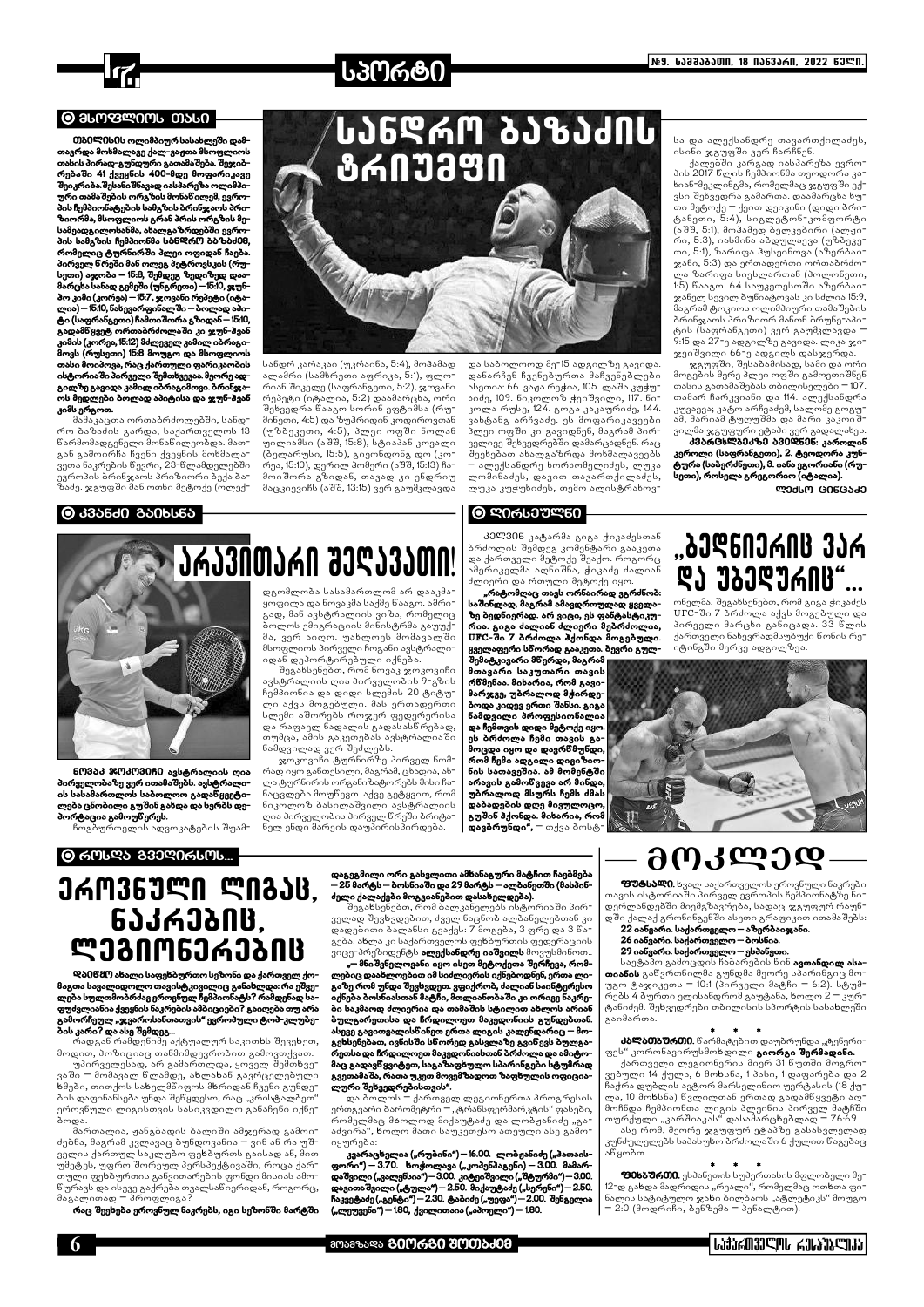## მსოფლიოს თასი

# სანდრო ბაზაძის ტრიუმფი

**თბილისის ოლიმპიურ სასახლეში დაიწყო ქალ-ვაჟთა მსოფლიოს თასის ხმალ-გუნდური გათამაშება. შეჯიბრებაში 41 ქვეყნის 400-მდე მოფარიკავე მონაწილეობს. ინდივიდუალურ ასპარეზზე შეხვედრების შემდეგ მსოფლიოს თასის ეტაპის ორგანიზატორები დარწმუნდნენ, რომ ევროპის ჩემპიონატების სამგზის ბრინჯაოს პრიზიორმა, მსოფლიოს გრან პრის ორგზის მესამეპრიზიორმა, სამგზის ევროპის ჩემპიონმა სანდრო ბაზაძემ, რომელიც ტურნირზე პლეი ოფიდან ჩაება, პირველ წრეში მან ილიას სტეპანოვიჩს (რუსეთი) აჯობა — 15:8, შემდეგ ზედიზედ დაამარცხა სანდო ლემაში (უნგრეთი) — 15:10, ჯუნჰო კიმი (კორეა) — 15:7, ჯოვანი რეპეტი (იტალია) — 15:10, ნახევარფინალში — ბოლად აბიმბოლა (საფრანგეთი) ჩამოიშორა გზიდან — 15:10, გადამწყვეტ ორთაბრძოლაში კი ჯუნ-ჰვან კიმის (კორეა, 15:12) მძლეველ კამილ იბრაგიმოვს (რუსეთი) 15:8 მოუგო და მსოფლიოს თასის მოიპოვა, რაც ქართული ფარიკაობის ისტორიაში პირველი შემთხვევაა. მეორე ადგილზე გავიდა კამილ იბრაგიმოვი. ბრინჯაოს მედლები ბოლად აბიტისა და ჯუნ-ჰვან კიმს ერგოთ.**

მამაკაცთა ორთაბრძოლებში, სანდრო ბაზაძის გარდა, საქართველოს 13 წარმომადგენელი მონაწილეობდა. მათგან გამოირჩა ჩვენი ქვეყნის მოხმალავეთა ნაკრების ლიდერი, 23-წლამდელებში ევროპის ბრინჯაოს პრიზიორი ბექა ბაზაძე. ჯგუფში მან ოთხი მეტოქე (ოლექსანდრ კარაკაი (უკრაინა, 5:4), მოჰამედ ალამრი (საშბიერი აფრიკა, 5:1), ფლორიან შიპული (საფრანგეთი, 5:2), ჯოვანი რეპეტი (იტალია, 5:2) დაამარცხა, ორი შეხვედრა წააგო სორინ ეფტიმსა (რუმინეთი, 4:5) და ზუპრონიდ კობოროვთან (უზბეკეთი, 4:5). პლეი ოფში ნოლან უილიამსი (აშშ, 15:8), სებასტიან კოვალი (ბელარუსი, 15:5), გიგიონდრა დო (კორეა, 15:10), ფერიელ ჰომერი (აშშ, 15:10) ჩამოიშორა გზიდან, თავად კი ენდრიუ მაცკოვიჩს (აშშ, 13:15) ვერ გაუმკლავდა და საბოლოოდ მე-15 ადგილზე გავიდა.

დანარჩენ ჩვენებურთა მაჩვენებლები ასეთია: 66. ვაჟა რეჟია, 105. ლაშა კუჭუხიძე, 109. ნიკოლოზ ჭილაშვილი, 117. ნიკოლა რუსც, 124. გიგა კაკაურიძე, 144. ვახტანგ არჩვაძე. ეს მოფარიკავეები პლეი ოფში კი გავიდნენ, მაგრამ პირველივე შეხვედრებში დამარცხდნენ. რაც შეეხებათ ახალგაზრდა მოხმალავეებს — ალექსანდრე ხორხოშვილიძეს, ლუკა ლომინაძეს, დავით თავართქილაძეს, ლუკა კუჭუხიძეს, თემო ალიბეგაშვილს და ალექსანდრე თავართქილაძეს, ისინი ჯგუფში ვერ ჩარჩნენ.

ქალებში კარგად იასპარეზა ევროპის 2017 წლის ჩემპიონმა თეოდორა კახიან-მეკლიგამა, რომელმაც ჯგუფში ექვსი შეხვედრა გამართა. დაამარცხა ხუთი მეტოქე — ქეით ფერკინი (დიდი ბრიტანეთი, 5:4), სიგურგირენიჰრმოიკი (აშშ, 5:1), მოჰამედ ბელკებირი (ალჟირი, 5:3), იასმინა ადდულაევა (უზბეკეთი, 5:1), ზარინა პუსკინოვა (აზერბაიჯანი, 5:3) და ერთადერთი ორთაბრძოლა ზარიფა სიცლარეთან (პოლონეთი, 1:5) წააგო. 64 საუკეთესოში აზერბაიჯანელ სევილ ბუნიატოვას კი სძლია 15:9, მაგრამ ტოკიოს ოლიმპიური თამაშების ბრინჯაოს პრიზიორ მანონ ბრუნე-აპიტის (საფრანგეთი) ვერ გაუმკლავდა — 9:15 და 27-ე ადგილზე გავიდა. ლიკა ჯაჯელიშვილი 66-ე ადგილს დასჯერდა.

ჯგუფში, შესაბამისად, სამი და ორი მოგების მერე პლეი ოფში გამოეთიშნენ თასის გათამაშების თბილისელები — 107. თამარ ჩარკვიანი და 114. ალექსანდრა კუცაევა; კატო არჩვაძემ, სალომე გოგუამ, მარიამ ტულუშმა და მარი კაპონიშვილმა ჯგუფური ეტაპი ვერ გადალახეს.

**კვარცხლბეკის ჯილდოები: 1. კაროლინ კეროლი (საფრანგეთი), 2. ტეოდორა კუნტურა (საბერძნეთი), 3. იანა ეგოროვანი (რუსეთი), როსელა გრეგორიო (იტალია).**

**ლევან ცინცაძე**

## კვანძი გაიხსნა

# არავითარი შეღავათი!

**ნოვაკ ჯოკოვიჩი ავსტრალიის ღია პირველობაზე ვერ ითამაშებს. ავსტრალიის სასამართლოს სამოქალაქო გადაწყვეტილება ცნობილი გუშინ გახდა და სერბის დეპორტაცია გამოწვდეს.**

ჩოგბურთელის ადვოკატების შუამდგომლობა სასამართლომ არ დააკმაყოფილა და ნოვაკმა საქმე წააგო. ამრიგად, მან ავსტრალიის ვიზა, რომელიც ბოლოს ემიგრაციის მინისტრმა გაუუქმა, ვერ აიღო. უახლოეს მომავალში მსოფლიოს პირველი ჩოგანი ავსტრალიიდან დეპორტირებული იქნება.

შეგახსენებთ, რომ ნოვაკ ჯოკოვიჩი ავსტრალიის ღია პირველობის 9-გზის ჩემპიონია და დიდი სლემის 20 ტიტული აქვს მოგებული. მას ერთადერთი სლემი აშორებს როჯერ ფედერერისა და რაფაელ ნადალის გადასასწრებად, თუმცა, ამის გაკეთება ავსტრალიაში ნამდვილად ვერ შეძლებს.

ჯოკოვიჩი ტურნირზე პირველ ნომრად იყო განთესილი, მაგრამ, ცხადია, ახლა ტურნირის ორგანიზატორებს მისი ჩანაცვლება მოუწევთ. აქვე ვეტყვით, რომ ნიკოლოზ ბასილაშვილი ავსტრალიის ღია პირველობის პირველ წრეში ბრიტანელ ენდი მარეის დაუპირისპირდება.

## ღირსეული

**„ბედნიერის ვარ და უბედურის"...**

კლევინ კატარმა გიგა ჭიკაძესთან ბრძოლის შემდეგ კომენტარი გააკეთა და ქართველი მეტოქე შეაქო. როგორც ამერიკელმა აღნიშნა, ჭიკაძე ძალიან ძლიერი და რთული მეტოქე იყო.

**„რატომღაც თავს ორნაირად ვგრძნობ: საშინლად, მაგრამ ამავდროულად ყველაზე ბედნიერად. არ ვიცი, ეს ფანტასტიკურია. გიგა ძალიან ძლიერი მებრძოლია, UFC-ში 7 ბრძოლა ჰქონდა მოგებული. ყველაფერი სწორად გააკეთა. ბევრი გულშემატკივარი მწერდა, მაგრამ მთავარი საკუთარი თავის რწმენაა. მიხარია, რომ გავიმარჯვე, უბრალოდ მქონდა ბოდა კიდევ ერთი შანსი. გიგა ნამდვილი პროფესიონალია და ჩემთვის დიდი მეტოქე იყო. ეს ბრძოლა ჩემი თავის გამოცდა იყო და დავრწმუნდი, რომ ჩემი ადგილი დიდ ზონინის სათავეშია. ამ მომენტში არავის გამოწვევა არ მინდა, უბრალოდ მსურს ჩემს ძმას დაბადებისდღე დღეს მივულოცო, გუშინ ჰქონდა. მიხარია, რომ დავბრუნდი",** — თქვა ბოისტონელმა. შეგახსენებთ, რომ გიგა ჭიკაძეს UFC-ში 7 ბრძოლა აქვს მოგებული და პირველი მარცხი განიცადა. 33 წლის ქართველი ნახევრადმსუბუქი წონის რეიტინგში მერვე ადგილზეა.

## როსლა გველისოს...

# ევროპული ლიგას, ნაკრებებს, ლეგიონერებს

**დაიწყო ახალი საფეხბურთო სეზონი და ქართველ ქომაგთა სავალდებულო თავისტკივილიც განახლდა: რა ეშველება სულიმობრძავ ეროვნულ ჩემპიონატს? რამდენად საფუძვლიანია ქვეყნის ნაკრების ამბიციები? გაიღვიძა თუ არა გამორჩეულ „ჯვაროსანთათვის" ევროპული ტოპ-კლუბების კარი? და ასე შემდეგ...**

რადგან რამდენიმე აქტუალურ საკითხს შევეხეთ, მოდით, პოზიციაც თანმიმდევრობით გამოვთქვათ.

უპირველესად, არ გამართლდა, ყოველ შემთხვევაში — მიმავალ წლამდე, აბლახან გავრცელებული ხმები, თითქოს სახელმწიფოს მხრიდან ჩვენი გუნდების დაახლოებას უნდა შეწყვიტო, რაც „კრისტალებ" ეროვნულ ლიგისთვის სასიკვდილო განაჩენი იქნებოდა.

მართალია, ჟანგბადის ბალიში ამჯერად გამოიძებნა, მაგრამ კულავაც ბუნდოვანია — ვინ ან რა უშველის ქართულ საკლუბო ფეხბურთს გაისად ან, მით უმეტეს, უფრო შორეულ პერსპექტივაში, როცა ქართული ფეხბურთის განვითარების ფონდი მისიას ამოწურავს და ისევე გაქრება თვალსაწიერიდან, როგორც, მაგალითად — პროფლიგა?

**რაც შეეხება ეროვნულ ნაკრებს, იგი სეზონში მარტში დაგეგმილი ორი გასვლითი ამხანაგური მატჩით ჩაებმება — 25 მარტს — ბოსნიაში და 29 მარტს — ალბანეთში (მასპინძელი ქალაქები მოგვიანებით დასახელდება).**

შეგახსენებთ, რომ ბალკანელებს ისტორიაში პირველად შევხვდებით, ძველ ნაცნობ ალბანელებთან კი დადებითი ბალანსი გვაქვს: 7 მოგება, 3 ფრე და 3 წაგება. ახლა კი საქართველოს ფეხბურთის ფედერაციის ვიცე-პრეზიდენტს **ალექსანდრე იაშვილს** მოვუსმინოთ...

**„ — მნიშვნელოვანი იყო ისეთ მეტოქეთა შერჩევა, რომლებიც დაახლოებით ამ სიძლიერის იქნებოდნენ, ერთა ლიგაზე რომ უნდა შევხვდეთ. ვფიქრობ, ძალიან საინტერესო იქნება ბოსნიასთან მატჩი, მოლოდინობაში კი ორივე ნაკრები საკმაოდ ძლიერია და თამაშის სტილით ახლოს არიან ბულგარეთისა და ჩრდილოეთ მაკედონიის გუნდებთან. ასევე გავითვალისწინეთ ერთა ლიგის კალენდარიც — მოგეხსენებათ, იგნისში სწორედ გასვლაზე გვიწევს ბულგარეთისა და ჩრდილოეთ მაკედონიასთან ბრძოლა და ამიტომაც გადავწყვიტეთ, საგაზაფხულო საპირისპირო სტუმრად გვეთამაშა, რათა უკეთ მოვემზადოთ ზაფხულის ოფიციალური შეხვედრებისთვის".**

და ბოლოს — ქართველ ლეგიონერთა პროგრესის ერთგვარი ბარომეტრი — „ტრანსფერმარკტის" ფასები, რომელშიც მხოლოდ მიქაუტაძე და ლობჟანიძე „გაიძვირა", ხოლო მათი საუკეთესო ათეული ასე გამოიყურება:

**კვარაცხელია („რუბინი") — 16.00. ლობჟანიძე („მათაისფორი") — 3.70. ხოჭოლავა („კოპენჰაგენი") — 3.00. მამარდაშვილი („ვალენსია") — 3.00. კიტეიშვილი („შტურმი") — 3.00. დავითაშვილი („ტულა") — 2.50. მიქაუტაძე („სერენი") — 2.50. ჩაკვეტაძე („გენტი") — 2.30. ტაბიძე („უფა") — 2.00. შენგელია („ლეუვენი") — 1.80, ქვილითაია („აპოელი") — 1.60.**

# მოკლედ

**ფუტსალი.** ხვალ საქართველოს ეროვნული ნაკრები თავის ისტორიაში პირველ ევროპის ჩემპიონატზე წინდოლანდებში მიემგზავრება, სადაც ჯგუფურ რაუნდში ქალაქ გრონინგენში ასეთი გრაფიკით ითამაშებს:

**22 იანვარი. საქართველო — აზერბაიჯანი.**

**26 იანვარი. საქართველო — ბოსნია.**

**29 იანვარი. საქართველო — ესპანეთი.**

საცნაპო გამოცდის წინ ავთანდილ ასათიანის გაწვრთნილმა გუნდმა მეორე სპარინგიც მოუგო ტაჯიკეთს — 10:1 (პირველი მატჩი — 6:2). სტუმრებს 4 ბურთი ელისანდროშ გაუტანა, ხოლო 2 — კურტანიძემ. შეხვედრები თბილისის სპორტის სასახლეში გაიმართა.

\* \* \*

**კალათბურთი.** წარმატებით დაუბრუნდა „ტენერიფეს" კორონავირუსისგან განკურნებული **გიორგი შერმადინი.**

ქართველი ლეგიონერის მიერ 31 წუთში მოგროვებული 14 ქულა, 6 მოხსნა, 1 ასისტი, 1 გადაჭერა და 2 ჩაჭრა დუბლის აფარ მარსელინორ ყურჭასის (18 ქულა, 10 მოხსნა) წვლილთან ერთად გადამწყვეტი აღმოჩნდა ჩემპიონთა ლიგის პირველ მატჩში თურქული „კარშიაკას" დასამარცხებლად — 76:69.

ასე რომ, მეორე ჯგუფურ ეტაპზე გასასვლელად კუნძულელებს საპასუხო ბრძოლაში 6 ქულით წაგებაც აწყობთ.

\* \* \*

**ფეხბურთი.** ესპანეთის სუპერთასის მფლობელი მე-12-დ გახდა მადრიდის „რეალი", რომელმაც ოთხთა ფინალის საგრძელოებს ჯენი ბილბაოს „ატლეტიკს" მოუგო — 2:0 (მოდრიჩი, ბენზემა — პენალტით).

მთავარი რედაქტორი **გიორგი შოთაძე**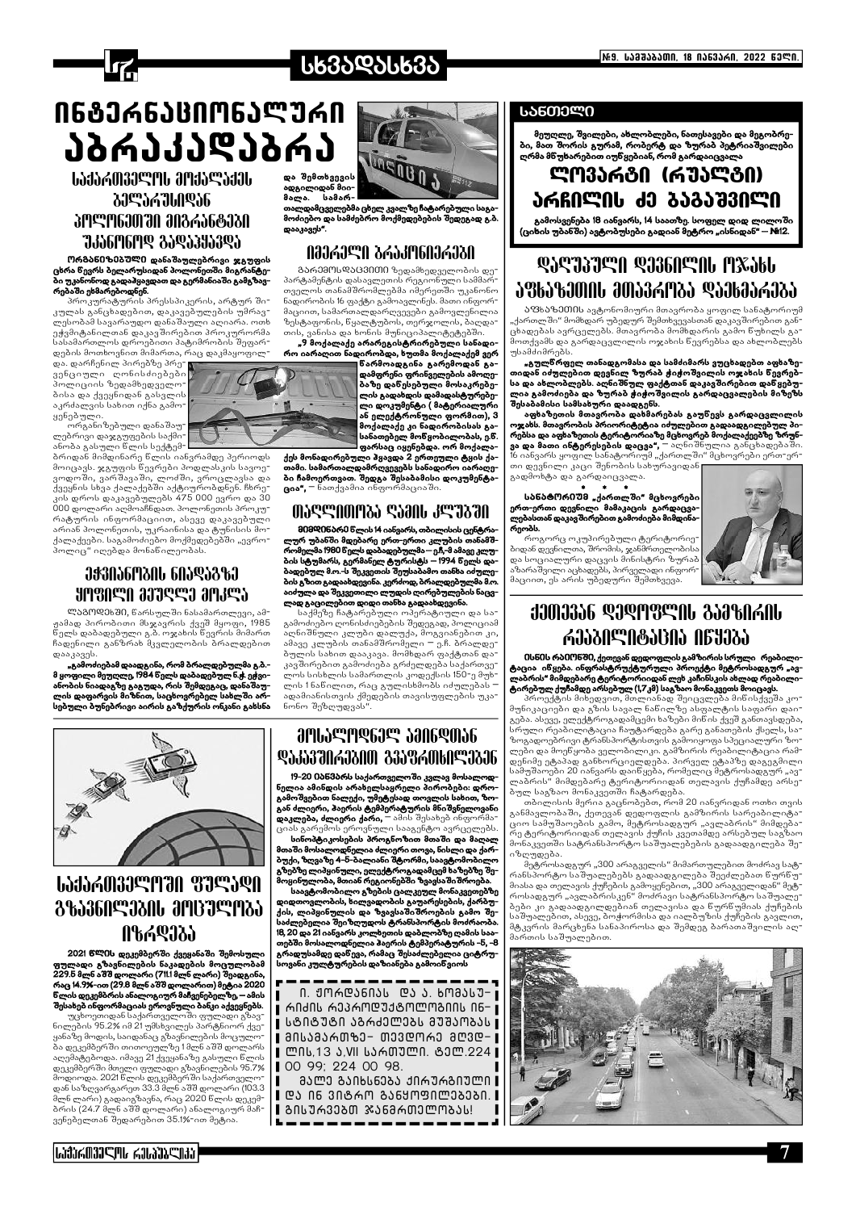# ინტერნაციონალური აბრაკადაბრა

## საქართველოს მოქალაქეს ბელარუსიდან პოლონეთში მიგრანტები უკანონოდ გადაჰყავდა

**ორგანიზებული დანაშაულებრივი ჯგუფის ცხრა წევრს ბელარუსიდან პოლონეთში მიგრანტები უკანონოდ გადაჰყავდათ და გერმანიაში გამგზავრებაში ეხმარებოდნენ.**

პროკურატურის პრესსპიკერის, არტურ შიკულას განცხადებით, დაკავებულების უმრავლესობამ სავარაუდო დანაშაული აღიარა. ოთხ ეჭვმიტანილთან დაკავშირებით პროკურორმა სასამართლოს დროებითი პატიმრობის შეფარდების მოთხოვნით მიმართა, რაც დაკმაყოფილდა. დარჩენილ პირებზე პრევენციული ღონისძიებები პოლიციის ზედამხედველობის და ქვეყნიდან გასვლის აკრძალვის სახით იქნა გამოყენებული.

ორგანიზებული დანაშაულებრივი დაჯგუფების საქმიანობა გასული წლის სექტემბრიდან მიმდინარე წლის იანვრამდე პერიოდს მოიცავს. ჯგუფის წევრები პოდლასკის სავოევოდოში, ვარშავაში, ლოძში, ვროცლავსა და ქვეყნის სხვა ქალაქებში აქტიურობდნენ. ჩხრეკის დროს დაკავებულებს 475 000 ევრო და 30 000 დოლარი აღმოაჩნდათ. პოლონეთის პროკურატურის ინფორმაციით, ასევე დაკავებული არიან პოლონეთის, უკრაინისა და ტუნისის მოქალაქეები. საგამოძიებო მოქმედებებში „ევროპოლიც" იღებდა მონაწილეობას.

## ეჭვიანობის ნიადაგზე ყოფილი მეუღლე მოკლა

**ლაგოდეხში**, წარსულში ნასამართლევი, ამჟამად პირობითი მსჯავრის ქვეშ მყოფი, 1985 წელს დაბადებული გ.ბ. ოჯახის წევრის მიმართ ჩადენილი განზრახ მკვლელობის ბრალდებით დააკავეს.

**„გამოძიებამ დაადგინა, რომ ბრალდებულმა გ.ბ.-მ ყოფილი მეუღლე, 1984 წელს დაბადებული ნ.ჭ. ეჭვიანობის ნიადაგზე გაგუდა, რის შემდეგაც, დანაშაულის დაფარვის მიზნით, საცხოვრებელ სახლში არსებული ბუნებრივი აირის გაზქურის ონკანი გახსნა და შემთხვევის ადგილიდან მიიმალა. სამართალდამცველებმა ცხელ კვალზე ჩატარებული საგამოძიებო და სამძებრო მოქმედებების შედეგად გ.ბ. დააკავეს".**

## იმერელი ბრაკონიერები

**ბარემოსდაცვითი** ზედამხედველობის დეპარტამენტის დასავლეთის რეგიონული სამმართველოს თანამშრომლებმა იმერეთში უკანონო ნადირობის 16 ფაქტი გამოავლინეს. მათი ინფორმაციით, სამართალდარღვევები გამოვლენილია ზესტაფონის, წყალტუბოს, თერჯოლის, ბაღდათის, ვანისა და ხონის მუნიციპალიტეტებში.

**„9 მოქალაქე არარეგისტრირებული სანადირო იარაღით ნადირობდა, ხუთმა მოქალაქემ ველური ცხოველი მისთვის აკრძალულ დროს მოინადირა. ერთ შემთხვევაში, ნადირობის პროცესში გამოყენებულ იქნა არაკანონიერი საშუალება. 4 მოქალაქეს დამატებით ჩამოერთვა ცეცხლსასროლი იარაღი (მათ შორის სანადირო თოფი), 3 მოქალაქე კი ნადირობისას სანადიროდ აკრძალული ფრინველი მოინადირა. ორ მოქალაქეს ორ-ორი სანადირო იარაღი ჩამოერთვა. შედეგად შესაბამისი დოკუმენტაცია",** – ნათქვამია ინფორმაციაში.

*(შენიშვნა: ტექსტის ნაწილი ფოტოთი ნაწილობრივ დაფარულია; ზუსტი წაკითხვა: „ნადირობა, ხუთმა მოქალაქემ ველური ფრინველი ... მოინადირა, ... 3 მოქალაქეს ... (მათ შორის ... ან ... ფორმით), 3 მოქალაქე კი ნადირობისას სანადიროდ აკრძალული მონადირების, გ.წ. ფარსაც იყენებდა. ორ მოქალაქეს ჩამოერთვა 2 ერთეული ტყის ქათამი. სამართალდამრღვევებს სანადირო იარაღი ჩამოერთვათ. შედგა შესაბამისი დოკუმენტაცია")*

## თაღლითობა ღამის კლუბში

**მიმდინარე წლის 14 იანვარს, თბილისის ცენტრალურ უბანში მდებარე ერთ-ერთი კლუბის თანამშრომელმა 1980 წელს დაბადებულმა – ე.ჩ.-მ ამავე კლუბის სტუმარს, გერმანელ ტურისტს – 1994 წელს დაბადებულ მ.ო.-ს შეცდომის შეუსაბამო თანხა იძულებით გადაახდევინა. კერძოდ, ბრალდებულმა მ.ო. აიძულა და შეცდომით ლუდის ღირებულების ნაცვლად გაცილებით დიდი თანხა გადაახდევინა.**

საქმეზე ჩატარებული ოპერატიული და საგამოძიებო ღონისძიებების შედეგად, პოლიციამ აღნიშნული კლუბი დალუქა, მოგვიანებით კი, ამავე კლუბის თანამშრომელი – ე.ჩ. ბრალდებულის სახით დააკავა. მომხდარ ფაქტთან დაკავშირებით გამოძიება ქრძალულია საქართველოს სისხლის სამართლის კოდექსის 150-ე მუხლის 1 ნაწილით, რაც გულისხმობს იძულებას – ადამიანისთვის ქმედების თავისუფლების უკანონო შეზღუდვას".

## საქართველოში ფულადი გზავნილების მოცულობა იზრდება

**2021 წლის დეკემბერში ქვეყანაში შემოსული ფულადი გზავნილების ნაკადების მოცულობამ 229.5 მლნ აშშ დოლარი (711.1 მლნ ლარი) შეადგინა, რაც 14.9%-ით (29.8 მლნ აშშ დოლარით) მეტია 2020 წლის დეკემბრის ანალოგიურ მაჩვენებელზე, – ამის შესახებ ინფორმაციას ეროვნული ბანკი აქვეყნებს.**

უცხოეთიდან საქართველოში ფულადი გზავნილების 95.2% ან 21 უმსხვილეს პარტნიორ ქვეყანაზე მოდის, საიდანაც გზავნილების მოცულობა დეკემბერში თითოეულზე 1 მლნ აშშ დოლარს აღემატებოდა. იმავე 21 ქვეყანაზე გასული წლის დეკემბერში მთელი ფულადი გზავნილების 95.7% მოდიოდა. 2021 წლის დეკემბერში საქართველოდან საზღვარგარეთ 33.3 მლნ აშშ დოლარი (103.3 მლნ ლარი) გადაიგზავნა, რაც 2020 წლის დეკემბრის (24.7 მლნ აშშ დოლარი) ანალოგიურ მაჩვენებელთან შედარებით 35.1%-ით მეტია.

## მოსალოდნელი ამინდთან დაკავშირებით გაფრთხილებენ

**19-20 იანვარს საქართველოში კვლავ მოსალოდნელია ამინდის არახელსაყრელი პირობები: დროგამოშვებით ნალექი, უმეტესად თოვლის სახით, ზოგან ძლიერი, ჰაერის ტემპერატურის მნიშვნელოვანი დაცემა, ძლიერი ქარი, – ამის შესახებ ინფორმაცია გარემოს ეროვნული სააგენტო ავრცელებს.**

**სინოპტიკოსების პროგნოზით მთაში და მაღალ მთაში მოსალოდნელია ძლიერი თოვა, ნისლი და ქარბუქი, ზღვაზე 4-5-ბალიანი შტორმი, საავგრომობილო გზებზე ლიპყინული, ელექტროგადამცემ ხაზებზე შემოყინულობა, მთიან რეგიონებში ზვავსაშიშროება.**

**სააგენტოს მიერ გზების (ავლკავეულ მონაკვეთებზე დროებული სახიფათო მონაკვეთებზე) მოძრაობის შეფერხება, ხიდებსა და ქარბუქის, ლიპყინულის და ზვავსაშიშროების გამო შესაძლებელია შეიზღუდოს ტრანსპორტის მოძრაობა. 18, 20 და 21 იანვარს კოლხეთის დაბლობზე ღამის საათებში მოსალოდნელია ჰაერის ტემპერატურის -5, -8 გრადუსამდე დაწევა, რამაც შესაძლებელია ციტრუსოვანი კულტურების დაზიანება გამოიწვიოს**

> ი. ჟორდანიას და ა. ხომასურიძის რეპროდუქტოლოგიის ინსტიტუტი აბრძანებს მუშაობას მისამართზე– თევდორე მღვდლის,13 ა,VII სართული. ტელ.224 00 99; 224 00 98.
>
> მალე გაიხსნება ქირურგიული და ინ ვიტრო განყოფილებები. გისურვებთ ჯანმრთელობას!

## სანთელი

**მეუღლე, შვილები, ახლობლები, ნათესავები და მეგობრები, მათ შორის გურამ, რობერტ და ზურაბ პეტრიაშვილები ღრმა მწუხარებით იუწყებიან, რომ გარდაიცვალა**

## ლოვარტი (რუალტი) არჩილის ძე ბაგაშვილი

**გამოსვენება 18 იანვარს, 14 საათზე. სოფელ დიდ ლილოში (ციხის უბანში) ავტობუსები გადიან მეტრო „ისნიდან" – №12.**

## დაღუპული დევნილის ოჯახს აფხაზეთის მთავრობა დაეხმარება

**აფხაზეთის** ავტონომიური მთავრობა ყოფილ სანატორიუმ „ქართლში" მომხდარ უბედურ შემთხვევასთან დაკავშირებით განცხადებას ავრცელებს. მთავრობა მომხდარის გამო წუხილს გამოთქვამს და გარდაცვლილის ოჯახის წევრებსა და ახლობლებს უსამძიმრებს.

**„ბულნრული თანადგომისა და სამძიმარს ვუცხადებთ აფხაზეთიდან იძულებით დევნილ ზურაბ ქიქოჩეშვილის ოჯახის წევრებსა და ახლობლებს. აღნიშნულ ფაქტთან დაკავშირებით დაწყებულია გამოძიება და ზურაბ ქიქოჩეშვილის გარდაცვალების მიზეზს შესაბამისი სამსახური დაადგენს.**

**აფხაზეთის მთავრობა დახმარებას გაუწევს გარდაცვლილის ოჯახს. მთავრობის პრიორიტეტია იძულებით გადაადგილებულ პირებისა და აფხაზეთის ტერიტორიაზე მცხოვრებ მოქალაქეებზე ზრუნვა და მათი ინტერესების დაცვა",** – აღნიშნულია განცხადებაში.

16 იანვარს ყოფილ სანატორიუმ „ქართლში" მცხოვრები ერთ-ერთი დევნილი კაცი შენობის სახურავიდან გადმოხტა და გარდაიცვალა.

\* \* \*

**სანატორიუმ „ქართლში" მცხოვრები ერთ-ერთი დევნილი მამაკაცის გარდაცვალებასთან დაკავშირებით გამოძიება მიმდინარეობს.**

როგორც ოკუპირებული ტერიტორიებიდან დევნილთა, შრომის, ჯანმრთელობისა და სოციალური დაცვის მინისტრი ზურაბ აზარაშვილი აცხადებს, პირველადი ინფორმაციით, ეს არის უბედური შემთხვევა.

## ქუთაისის დედოფლის გამზირის რეაბილიტაცია იწყება

**ისნის რაიონში, ქეთევან დედოფლის გამზირის სრული რეაბილიტაცია იწყება. ინფრასტრუქტურული პროექტი მეტროსადგურ „ავლაბრის" მიმდებარე ტერიტორიიდან ლეჩ კაჩინსკის ახლად რეაბილიტირებულ ქუჩამდე არსებულ (1,7 კმ) სავალ მონაკვეთს მოიცავს.**

პროექტის მიხედვით, მოეწყობა შეიცვლება მიწისქვეშა კომუნიკაციები და გზის სავალ ნაწილზე ასფალტის საფარი დაიგება. ასევე, ელექტროგადამცემი ხაზები მიწის ქვეშ განთავსდება, სრული რეაბილიტაცია ჩაუტარდება გარე განათების ქსელს, საზოგადოებრივი ტრანსპორტისთვის გამოიყოფა სპეციალური ზოლები და მოეწყობა ველობილიკი. გამზირის რეაბილიტაცია რამდენიმე ეტაპად განხორციელდება. პირველ ეტაპზე დაგეგმილი სამუშაოები 20 იანვარს დაიწყება, რომელიც მეტროსადგურ „ავლაბრის" მიმდებარე ტერიტორიიდან თელავის ქუჩამდე არსებულ სავალ მონაკვეთზე ჩატარდება.

თბილისის მერია გაცნობებთ, რომ 20 იანვრიდან ოთხი თვის განმავლობაში, ქეთევან დედოფლის გამზირის სარეაბილიტაციო სამუშაოების გამო, მეტროსადგურ „ავლაბრის" მიმდებარე ტერიტორიიდან თელავის ქუჩის კვეთამდე არსებულ სავალ მონაკვეთზე სატრანსპორტო საშუალებების გადაადგილება შეიზღუდება.

მეტროსადგურ „300 არაგველის" მიმართულებით მოძრავ სატრანსპორტო საშუალებებს გადაადგილება შეეძლებათ წერეთლისა და თელავის ქუჩების გამოყენებით, „300 არაგველიდან" მეტროსადგურ „ავლაბრისკენ" მოძრავი სატრანსპორტო საშუალებები კი გადაადგილდებიან თელავისა და წერეთლის ქუჩების საშუალებით, ასევე, ბოჭორმისა და იალბუზის ქუჩების გავლით, ტაქსის მარცხენა სანაპიროსა და შემდეგ ბარათაშვილის აღმართის საშუალებით.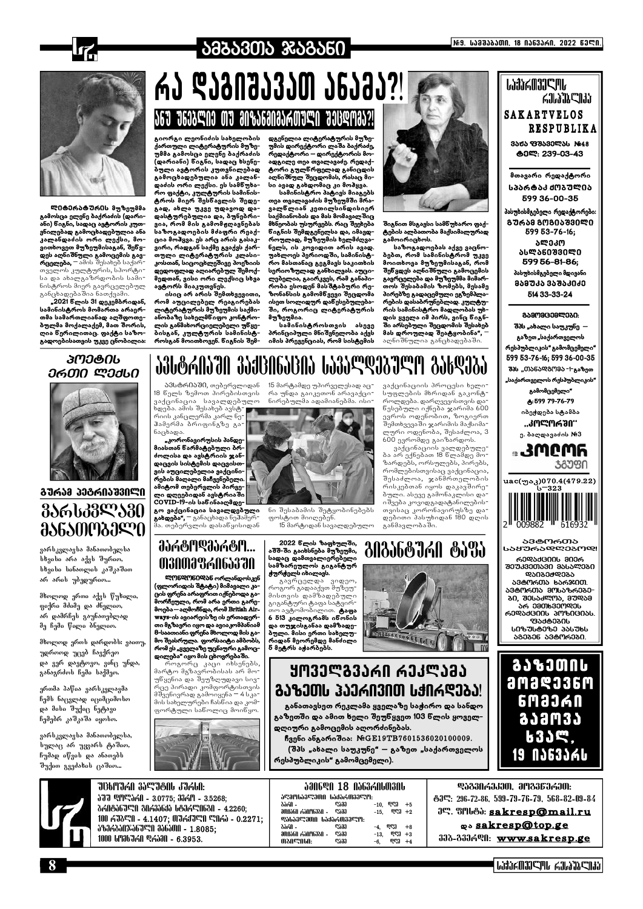# რა დაგიშავათ ანამ?!

## ანუ უნებლიე თუ მიზანმიმართული შეცდომა?!

ლიტერატურის მუზეუმმა გამოსცა ელენე ბაქრაძის (დარიანი) წიგნი, სადაც ავტორის კუთვნილებად გამოცხადებულია ანა კალანდაძის ორი ლექსი, მოვითხოვთ მუზეუმისაგან, შეცდომის აღნიშვნა გამოცემის გაცრცელების, — ამის შესახებ საქართველოს კულტურის, სპორტისა და ახალგაზრდობის სამინისტროს მიერ გავრცელებულ განცხადებაშია ნათქვამი.

**„2021 წლის 31 დეკემბერს, სამინისტრომ მიმართა არაერთმა სამართლიანად აღშფოთებულმა მოქალაქემ, მათ შორის, ლიტ წერილიანად. ფაქტი საზოგადოებისთვის უკვე ცნობილია:**

გიორგი ლეონიძის სახელობის ქართული ლიტერატურის მუზეუმმა გამოსცა ელენე ბაქრაძის (დარიანი) წიგნი, სადაც ხსენებული ავტორის კუთვნილებად გამოცხადებულია ანა კალანდაძის ორი ლექსი. ეს საშწუხარო ფაქტი, კულტურის სამინისტროს მიერ შესწავლის შედეგად, ახლა უკვე უდავოდ დადასტურებულია და, ბუნებრივია, რომ მის გამოქვეყნებას საზოგადოება მძაფრი რეაქცია მოჰყვა. ეს არც არის გასაკვირი, რადგან საქმე გვაქვს ქართული ლიტერატურის ისეთ კლასიკოსთან, საცოცხლოშივე პოეზიის ლეგენდად ქცეულ მწერალსა და საზოგადო მოღვაწესთან, როგორიც ანა კალანდაძეა, რომლის შემოქმედება ქართული ლიტერატურის კლასიკაა. ეს არის შემთხვევა, როცა ლიტერატურული ნაწარმოების ავტორობის საკითხი, ისიც კლასიკოსის, მასიურ ყურადღებას იმსახურებს.

ამ არ არის შემთხვევითი, რომ აუცილებელ რეაგირების ლიტერატურის მუზეუმის საქმიანობაზე სახელმწიფო კონტროლის განმახორციელებელი უწყება, კულტურის სამინისტროსგან მოითხოვეს. წიგნის შემდგენელია ლიტერატურის მუზეუმის დირექტორის ლაშა ბაქრაძე, რედაქტორი — დირექტორის მოადგილე თეა თვალავაძე. რედაქტორი გულწრფელად განიცდის აღნიშნულ შეცდომას, რასაც მისი ავად გახდომაც კი მოჰყვა.

სამინისტრო პატივს მიაგებს თეა თვალავაძის მუზეუმში მრავალწლიან კეთილსინდისიერ საქმიანობას და მის მომავალშიც მხნეობას უსურვებს. რაც შეეხება წიგნის შემდგენელსა და, იმავდროულად, მუზეუმის ხელმძღვანელს, ის კოველი არის ავად. უახლოეს პერიოდში, სამინისტრო მასთან ერთად გეგმავს საკითხის ნორმის განხილვის შეხვედრას და შესაბამისად, ვეგმავს რიგი ღონისძიებისთვის, რომ წიგნი მართლ მართლ გამოსწორდეს. კულტურის სამინისტროსთვის ასევე პრინციპულად მნიშვნელობა აქვს იმის პრევენციას, რომ სისტემის

შიგნით მსგავსი სამწუხარო ფაქტების ალბათობა მაქსიმალურად გამოირიცხოს.

საზოგადოებას აქვე ვაცნობებთ, რომ სამინისტრომ უკვე მოითხოვა მუზეუმისაგან, რომ შემდგომ აღნიშნული გამოცემის გავრცელება და მუზეუმის მიმართის შესაბამისი ზომები, მისამე პირებზე გადაცემული ეგზემპლარების დაბრუნებისთვის. კულტურის სამინისტრო მადლობას უხდის ყველა იმ პირს, ვინც წიგნში არსებული შეცდომის შესახებ მას დროულად შეატყობინა", — აღნიშნულია განცხადებაში.

## პოეტის ერთი ლექსი

### გურამ პეტრიაშვილი

# ვარსკვლავი მანათობელი

ვარსკვლავს მანათობელსა
სხვისი არა აქვს შური,
სხვისი სინათლის გაშუქლშით
არ არის უბედური...

მხოლოდ ერთი აქვს წუხილი,
ფიქრი მუდმივ და მწველი,
არ დამრჩეს გაუნათებელი
მე ჩემი წილი ბნელი.

მხოლოდ ერთს დარდობს: ვაითუ,
უდროოდ უცებ ჩავქრეო
და ვერ დავტოვო, ვინც უნდა,
განაგრძოს ჩემი საქმეო.

ერთმა ბაწია ვარსკვლავმა
ჩემს ნაცვლად იცომცომოს
და მისი შუქიც ჩემებიც
ჩემებრ გაშუქმა იყოს.

ვარსკვლავსა მანათობელსა,
ხულაც არ უყვარს ტაშიო,
ჩუმად იწვის და ანათებს
შუქით ვლეჯნის ცაშიო...

# ავსტრიაში ვაქცინაცია სავალდებულო გახდება

ავსტრიაში, თებერვლიდან 18 წელს ზემოთ პირებისთვის ვაქცინაცია სავალდებულო ხდება. ამის შესახებ ავსტრიის კანცლერმა კარლ ნეჰამერმა ბრიფინგზე განაცხადა.

**„კორონავირუსის პანდემიასთან წარმატებული ბრძოლისა და ავსტრიის ჯანდაცვის სისტემის დაცვისთვის აუცილებელია ვაქცინირების მაღალი მაჩვენებელი. ამიტომ თებერვლის პირველი დღეებიდან ავსტრიაში COVID-19-ის საწინააღმდეგო ვაქცინაცია სავალდებულო გახდება"**, — განაცხადა ნეჰამერმა. თებერვლის დასაწყისიდან 15 მარტამდე უპირველესად აცრა უნდა გაიკეთონ არავაქცინირებულმა ადამიანებმა. ისინი შესაბამის შეტყობინებებს ფოსტით მიიღებენ.

15 მარტიდან სავალდებულო ვაქცინაციის პროცესი ხელისუფლების მხრიდან გაკონტროლდება. დარღვევისთვის დაწესებული იქნება ჯარიმა 600 ევროს ოდენობით, ზოგიერთ შემთხვევაში ჯარიმის მაქსიმალური ოდენობა, შესაძლოა, 3 600 ევრომდე გაიზარდოს.

ვაქცინაციის ვალდებულება არ ექნებათ 18 წლამდე მოზარდებს, ორსულებს, პირებს, რომლებისთვისაც ვაქცინაცია, შესაძლოა, ჯანმრთელობის რისკებთან იყოს დაკავშირებული. ასევე გამონაკლისი დაიშვება კოვიდგადატანილებისთვის კორონავირუსზე დადებითი პასუხიდან 180 დღის განმავლობაში.

# მარტოდმარტო... თვითმფრინავში

**ლონდონიდან ორლანდოსკენ (ფლორიდის შტატი) მიმავალი კაცის ფრენა არაჩვეული აღმოჩნდა გამორჩეული, რომ არა ერთი გარემოება — ადმონჩდა, რომ British Airways-ის აეროპორტის ის ერთადერთი მგზავრი იყო და აეიაკომპანიამ 8-საათიანი ფრენა მხოლოდ მისთვის შეასრულა. ფოტოსიტი ამბობს, რომ ეს „ყველაზე უცნაური გამოცდილება" იყო მის ცხოვრებაში.**

როგორც კაცი იხსენებს, მარტო მგზავრობისას არ მოუწყენია და შეუზღუდავი სიგრცე პირადი კომფორტისთვის მშვენივრად გამოიყენა — 4 საათის საძილებრამ ჩაზნა და კომფორტული საწოლიც მოიწყო.

# გიგანტური ტაფა

**2022 წლის ზაფხულში, აშშ-ში გაიხსნება მუზეუმი, სადაც დამთვალიერებელი სამზარეულოს გიგანტურ ჭურჭელს იხილავს.**

გავრცელდა ვიდეო, როგორ გადაიქცევა მუზეუმისთვის დამზადებული გიგანტური ტაფა საჩვენოთ კატალომგრებით. **ტაფა 6 513 კილოგრამს იწონის და თუჯისგანაა დამზადებული. მისი ერთი სახელურიდან მეორემდე მანძილი 5 მეტრს აჭარბებს.**

# ყოველგვარი რეკლამა გაზეთს პაერივით სჭირდება!

**განათავსეთ რეკლამა ყველაზე საჭირო და სანდო გაზეთში და ამით ხელი შეუწყვეთ 103 წლის ყოველდღიური გამოცემის აღორძინებას.**

**ჩვენი ანგარიშია: №GE19TB7601536020100009.**
**(შპს „ახალი საუკუნე" — გაზეთ „საქართველოს რესპუბლიკის" გამომცემელი).**

---

**საქართველოს რესპუბლიკა**
**SAKARTVELOS RESPUBLIKA**

ვაჟა-ფშაველას №48
ტელ: 239-03-43

მთავარი რედაქტორი
**სპარტაკ ძიძიგური**
599 36-00-35

პასუხისმგებელი რედაქტორები:
**გურამ გოგიაშვილი**
599 53-76-16;
**ალეკო აბლანიშვილი**
599 56-81-86;

პასუხისმგებელი მდივანი
**მამუკა ვაშაკიძე**
514 33-33-24

**გამომცემლები:**
შპს „ახალი საუკუნე" — გაზეთ „საქართველოს რესპუბლიკის" გამომცემელი
599 53-76-16; 599 36-00-35
შპს „თანადგომა-1-გაზეთ „საქართველოს რესპუბლიკის" გამომცემელი"
ტ: 599 79-76-79
იბეჭდება სტამბა **„კოლორში"**
ე. ბაღდავაძის №3

**კოლორ ჯგუფი**

uac(უაკ)070.4(479.22) ს–323

2 009882 616932

**ავტორთა საყურადღებოდ!**
რედაქცია მიერ შეუკვეთავი მასალები დაიბეჭდება ავტორთა ხარჯით. ავტორთა მოსაზრებები, შეხედულებები, შეიძლება არ ემთხვეოდეს რედაქციის პოზიციას. ფაქტების სიზუსტეზე პასუხს აგებენ ავტორები.

**გაზეთის მომდევნო ნომერი გამოვა ხვალ, 19 იანვარს**

---

**უცხოური ვალუტის კურსი:**
აშშ დოლარი - 3.0775; ევრო - 3.5268;
ბრიტანული ფუნტის სტერლინგი - 4.2260;
100 რუსული - 4.1407; თურქული ლირა - 0.2271;
აზერბაიჯანული მანათი - 1.8085;
1000 სომხური დრამი - 6.3953.

**ამინდი 18 იანვრისთვის**

| | | | |
|---|---|---|---|
| **აღმოსავლეთ საქართველო:** | | | |
| ბარი - | ღამე -10, | დღე +5 | |
| მთიან რაიონებში - | ღამე -15, | დღე +2 | |
| **დასავლეთ საქართველო:** | | | |
| ბარი - | ღამე -4, | დღე +8 | |
| მთიან რაიონებში - | ღამე -13, | დღე +3 | |
| თბილისი: | ღამე -6, | დღე +4 | |

**დაგვირეკეთ, მოგვწერეთ:**
ტელ: 296-72-86, 599-79-76-79, 568-82-09-84
ელ. ფოსტა: sakresp@mail.ru
და sakresp@top.ge
ვებ-გვერდი: www.sakresp.ge